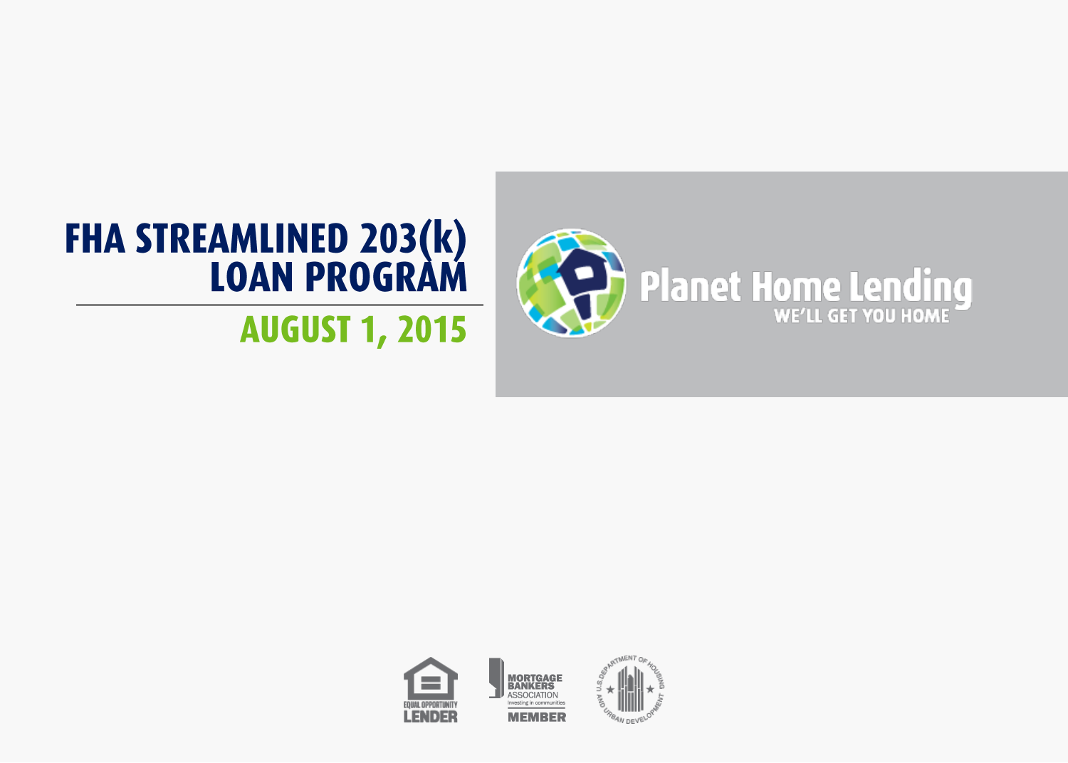# FHA STREAMLINED 203(k) LOAN PROGRAM

## AUGUST 1, 2015

Planet Home Lending

WE'LL GET YOU HOME

EQUAL OPPORTUNITY LENDER

MORTGAGE BANKERS ASSOCIATION investing in communities MEMBER

U.S. DEPARTMENT OF HOUSING AND URBAN DEVELOPMENT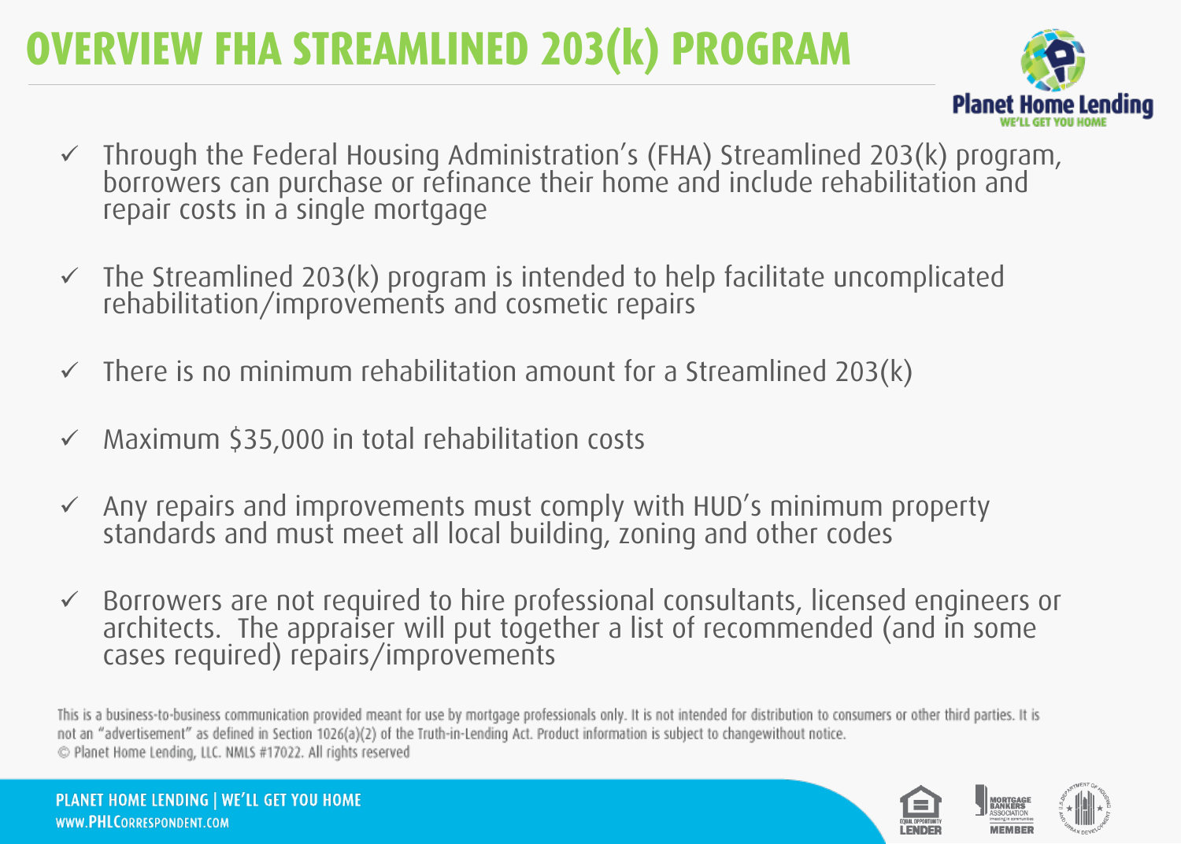# OVERVIEW FHA STREAMLINED 203(k) PROGRAM

- ✓ Through the Federal Housing Administration's (FHA) Streamlined 203(k) program, borrowers can purchase or refinance their home and include rehabilitation and repair costs in a single mortgage
- ✓ The Streamlined 203(k) program is intended to help facilitate uncomplicated rehabilitation/improvements and cosmetic repairs
- ✓ There is no minimum rehabilitation amount for a Streamlined 203(k)
- ✓ Maximum $35,000 in total rehabilitation costs
- ✓ Any repairs and improvements must comply with HUD's minimum property standards and must meet all local building, zoning and other codes
- ✓ Borrowers are not required to hire professional consultants, licensed engineers or architects. The appraiser will put together a list of recommended (and in some cases required) repairs/improvements

This is a business-to-business communication provided meant for use by mortgage professionals only. It is not intended for distribution to consumers or other third parties. It is not an "advertisement" as defined in Section 1026(a)(2) of the Truth-in-Lending Act. Product information is subject to changewithout notice.
© Planet Home Lending, LLC. NMLS #17022. All rights reserved

PLANET HOME LENDING | WE'LL GET YOU HOME
WWW.PHLCORRESPONDENT.COM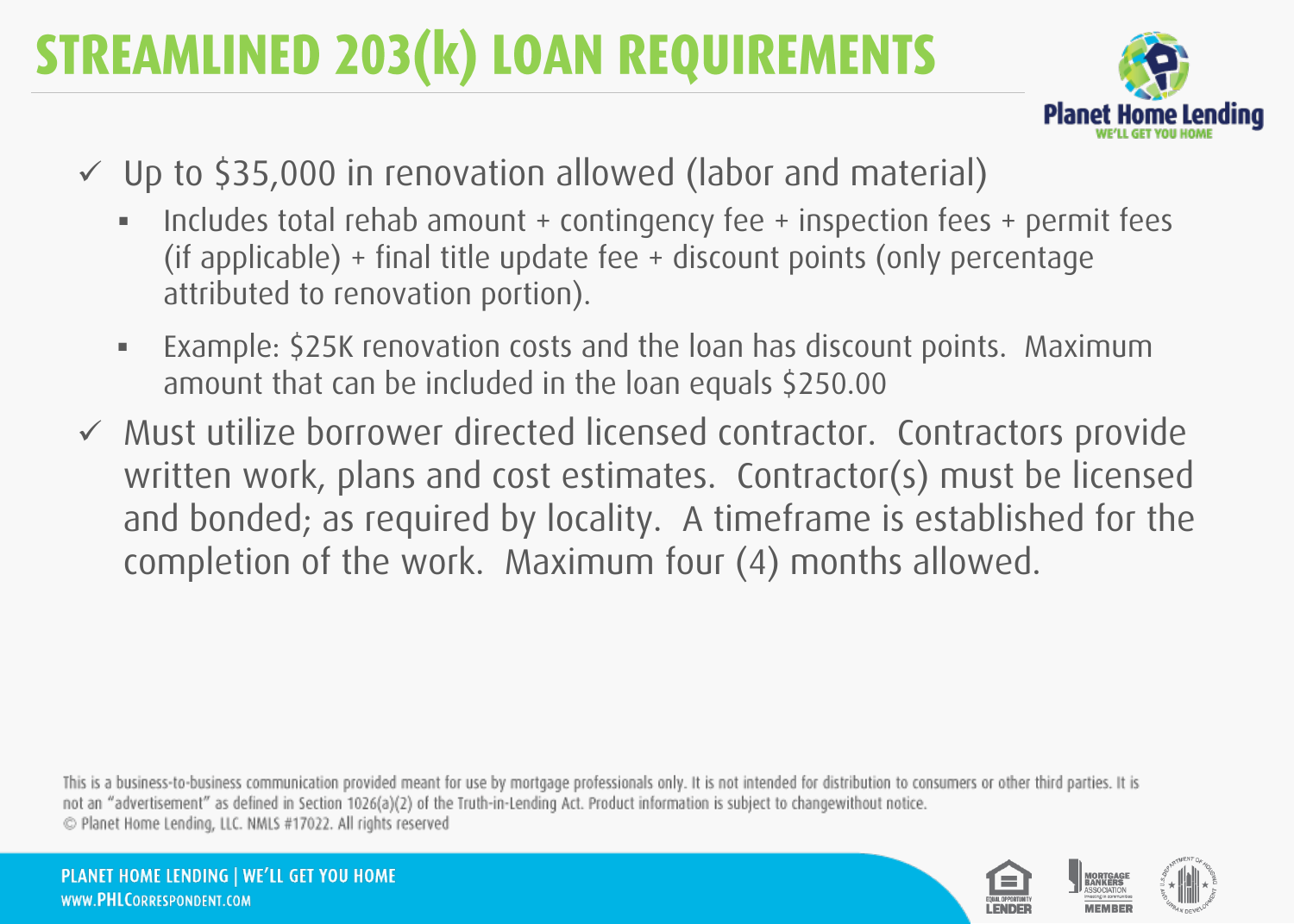# STREAMLINED 203(k) LOAN REQUIREMENTS

- ✓ Up to $35,000 in renovation allowed (labor and material)
  - Includes total rehab amount + contingency fee + inspection fees + permit fees (if applicable) + final title update fee + discount points (only percentage attributed to renovation portion).
  - Example: $25K renovation costs and the loan has discount points. Maximum amount that can be included in the loan equals $250.00
- ✓ Must utilize borrower directed licensed contractor. Contractors provide written work, plans and cost estimates. Contractor(s) must be licensed and bonded; as required by locality. A timeframe is established for the completion of the work. Maximum four (4) months allowed.

This is a business-to-business communication provided meant for use by mortgage professionals only. It is not intended for distribution to consumers or other third parties. It is not an "advertisement" as defined in Section 1026(a)(2) of the Truth-in-Lending Act. Product information is subject to changewithout notice.
© Planet Home Lending, LLC. NMLS #17022. All rights reserved

PLANET HOME LENDING | WE'LL GET YOU HOME
WWW.PHLCORRESPONDENT.COM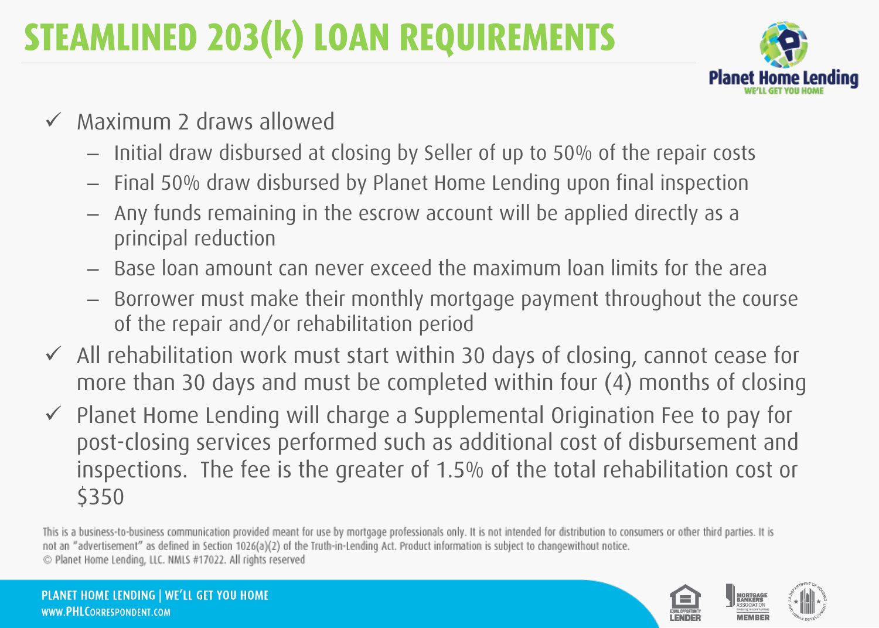# STEAMLINED 203(k) LOAN REQUIREMENTS

- ✓ Maximum 2 draws allowed
  - Initial draw disbursed at closing by Seller of up to 50% of the repair costs
  - Final 50% draw disbursed by Planet Home Lending upon final inspection
  - Any funds remaining in the escrow account will be applied directly as a principal reduction
  - Base loan amount can never exceed the maximum loan limits for the area
  - Borrower must make their monthly mortgage payment throughout the course of the repair and/or rehabilitation period
- ✓ All rehabilitation work must start within 30 days of closing, cannot cease for more than 30 days and must be completed within four (4) months of closing
- ✓ Planet Home Lending will charge a Supplemental Origination Fee to pay for post-closing services performed such as additional cost of disbursement and inspections. The fee is the greater of 1.5% of the total rehabilitation cost or $350

This is a business-to-business communication provided meant for use by mortgage professionals only. It is not intended for distribution to consumers or other third parties. It is not an "advertisement" as defined in Section 1026(a)(2) of the Truth-in-Lending Act. Product information is subject to changewithout notice.
© Planet Home Lending, LLC. NMLS #17022. All rights reserved

PLANET HOME LENDING | WE'LL GET YOU HOME
WWW.PHLCORRESPONDENT.COM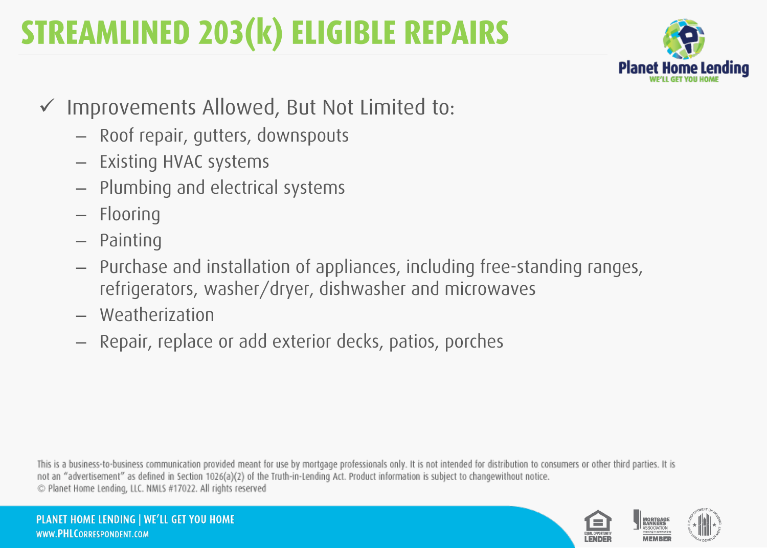# STREAMLINED 203(k) ELIGIBLE REPAIRS

- ✓ Improvements Allowed, But Not Limited to:
  - Roof repair, gutters, downspouts
  - Existing HVAC systems
  - Plumbing and electrical systems
  - Flooring
  - Painting
  - Purchase and installation of appliances, including free-standing ranges, refrigerators, washer/dryer, dishwasher and microwaves
  - Weatherization
  - Repair, replace or add exterior decks, patios, porches

This is a business-to-business communication provided meant for use by mortgage professionals only. It is not intended for distribution to consumers or other third parties. It is not an "advertisement" as defined in Section 1026(a)(2) of the Truth-in-Lending Act. Product information is subject to changewithout notice.
© Planet Home Lending, LLC. NMLS #17022. All rights reserved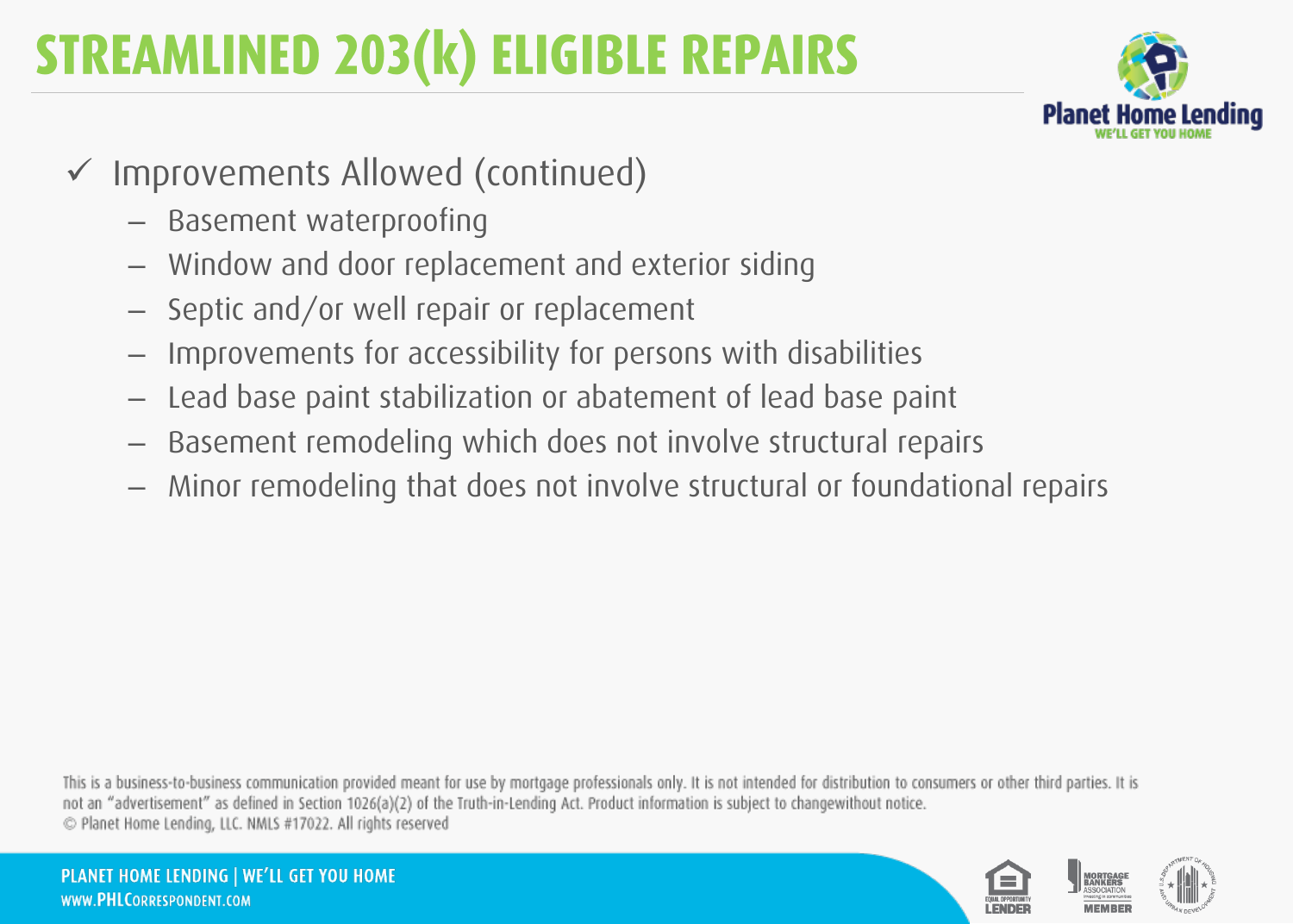# STREAMLINED 203(k) ELIGIBLE REPAIRS

- ✓ Improvements Allowed (continued)
  - Basement waterproofing
  - Window and door replacement and exterior siding
  - Septic and/or well repair or replacement
  - Improvements for accessibility for persons with disabilities
  - Lead base paint stabilization or abatement of lead base paint
  - Basement remodeling which does not involve structural repairs
  - Minor remodeling that does not involve structural or foundational repairs

This is a business-to-business communication provided meant for use by mortgage professionals only. It is not intended for distribution to consumers or other third parties. It is not an "advertisement" as defined in Section 1026(a)(2) of the Truth-in-Lending Act. Product information is subject to changewithout notice.
© Planet Home Lending, LLC. NMLS #17022. All rights reserved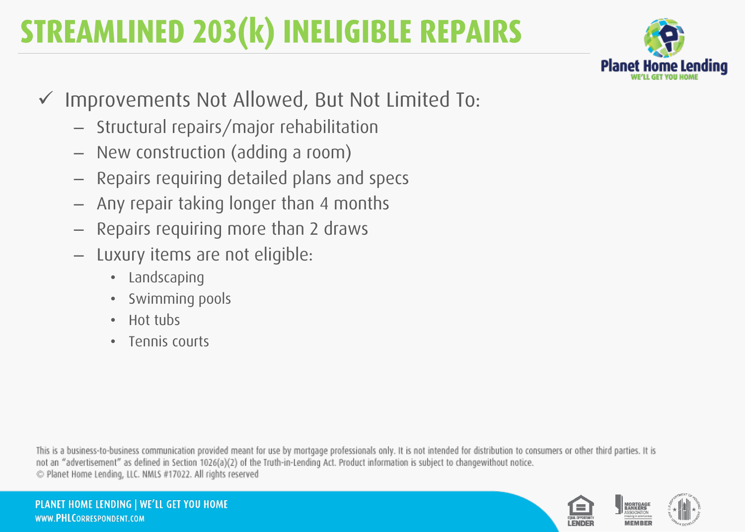# STREAMLINED 203(k) INELIGIBLE REPAIRS

- ✓ Improvements Not Allowed, But Not Limited To:
  - Structural repairs/major rehabilitation
  - New construction (adding a room)
  - Repairs requiring detailed plans and specs
  - Any repair taking longer than 4 months
  - Repairs requiring more than 2 draws
  - Luxury items are not eligible:
    - Landscaping
    - Swimming pools
    - Hot tubs
    - Tennis courts

This is a business-to-business communication provided meant for use by mortgage professionals only. It is not intended for distribution to consumers or other third parties. It is not an "advertisement" as defined in Section 1026(a)(2) of the Truth-in-Lending Act. Product information is subject to changewithout notice.
© Planet Home Lending, LLC. NMLS #17022. All rights reserved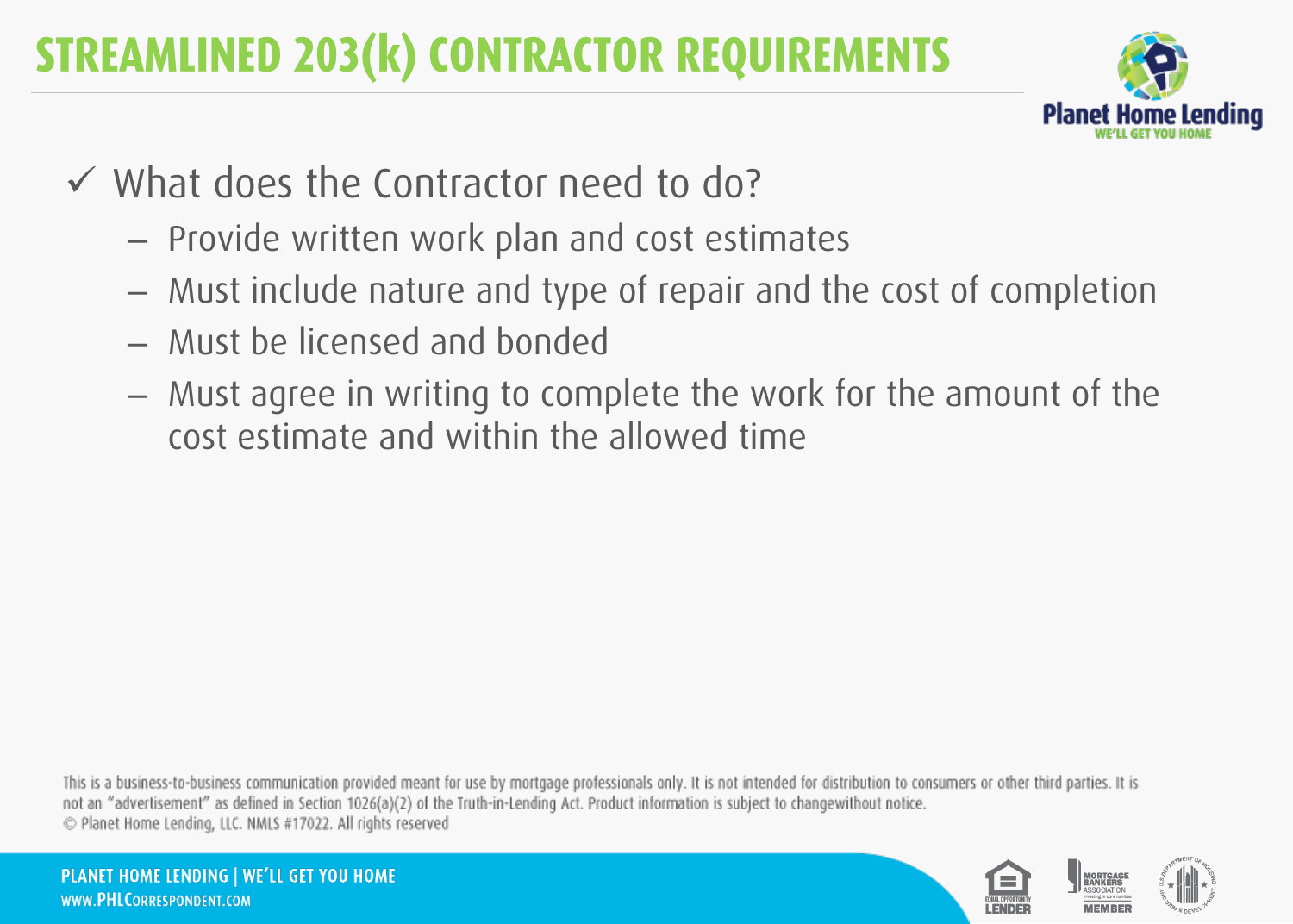# STREAMLINED 203(k) CONTRACTOR REQUIREMENTS

- ✓ What does the Contractor need to do?
  - Provide written work plan and cost estimates
  - Must include nature and type of repair and the cost of completion
  - Must be licensed and bonded
  - Must agree in writing to complete the work for the amount of the cost estimate and within the allowed time

This is a business-to-business communication provided meant for use by mortgage professionals only. It is not intended for distribution to consumers or other third parties. It is not an "advertisement" as defined in Section 1026(a)(2) of the Truth-in-Lending Act. Product information is subject to changewithout notice.
© Planet Home Lending, LLC. NMLS #17022. All rights reserved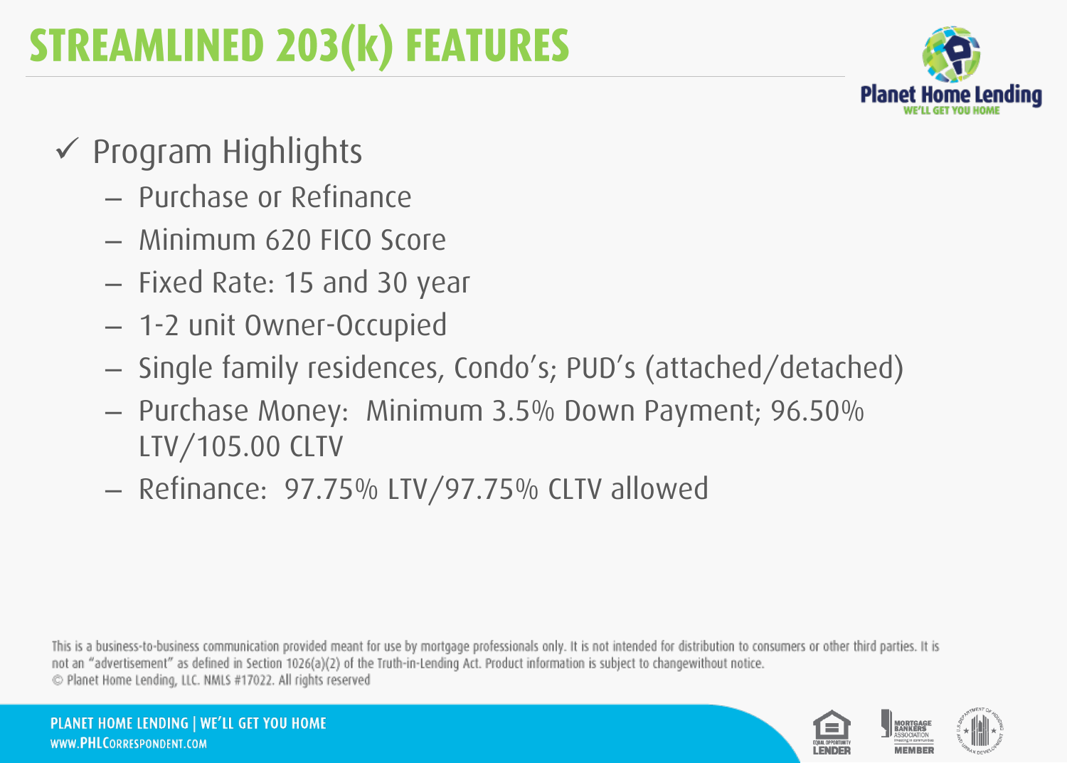# STREAMLINED 203(k) FEATURES

Planet Home Lending
WE'LL GET YOU HOME

- ✓ Program Highlights
  - Purchase or Refinance
  - Minimum 620 FICO Score
  - Fixed Rate: 15 and 30 year
  - 1-2 unit Owner-Occupied
  - Single family residences, Condo's; PUD's (attached/detached)
  - Purchase Money: Minimum 3.5% Down Payment; 96.50% LTV/105.00 CLTV
  - Refinance: 97.75% LTV/97.75% CLTV allowed

This is a business-to-business communication provided meant for use by mortgage professionals only. It is not intended for distribution to consumers or other third parties. It is not an "advertisement" as defined in Section 1026(a)(2) of the Truth-in-Lending Act. Product information is subject to changewithout notice.
© Planet Home Lending, LLC. NMLS #17022. All rights reserved

PLANET HOME LENDING | WE'LL GET YOU HOME
WWW.PHLCORRESPONDENT.COM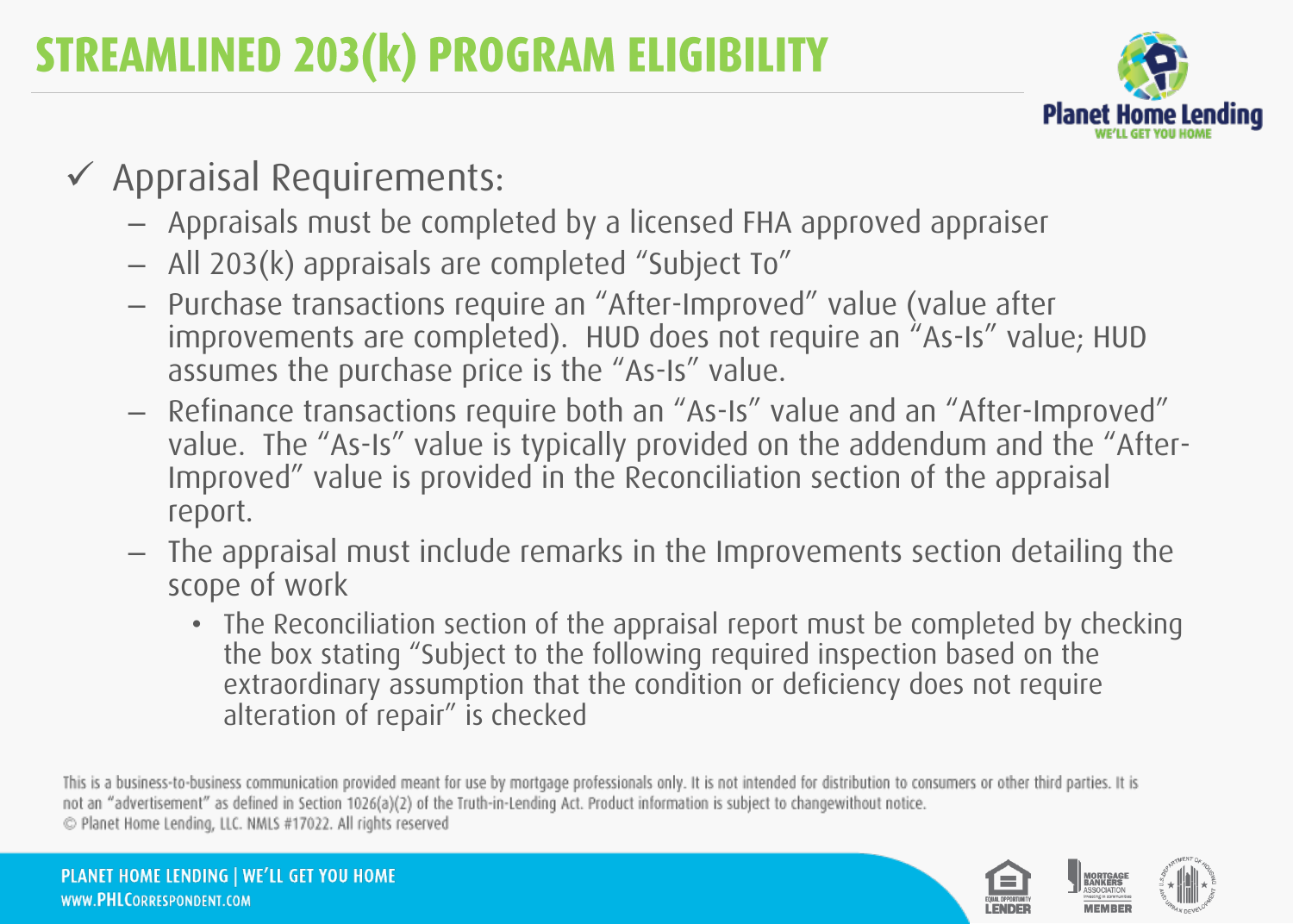# STREAMLINED 203(k) PROGRAM ELIGIBILITY

- ✓ Appraisal Requirements:
  - Appraisals must be completed by a licensed FHA approved appraiser
  - All 203(k) appraisals are completed "Subject To"
  - Purchase transactions require an "After-Improved" value (value after improvements are completed). HUD does not require an "As-Is" value; HUD assumes the purchase price is the "As-Is" value.
  - Refinance transactions require both an "As-Is" value and an "After-Improved" value. The "As-Is" value is typically provided on the addendum and the "After-Improved" value is provided in the Reconciliation section of the appraisal report.
  - The appraisal must include remarks in the Improvements section detailing the scope of work
    - The Reconciliation section of the appraisal report must be completed by checking the box stating "Subject to the following required inspection based on the extraordinary assumption that the condition or deficiency does not require alteration of repair" is checked

This is a business-to-business communication provided meant for use by mortgage professionals only. It is not intended for distribution to consumers or other third parties. It is not an "advertisement" as defined in Section 1026(a)(2) of the Truth-in-Lending Act. Product information is subject to changewithout notice.
© Planet Home Lending, LLC. NMLS #17022. All rights reserved

PLANET HOME LENDING | WE'LL GET YOU HOME
WWW.PHLCORRESPONDENT.COM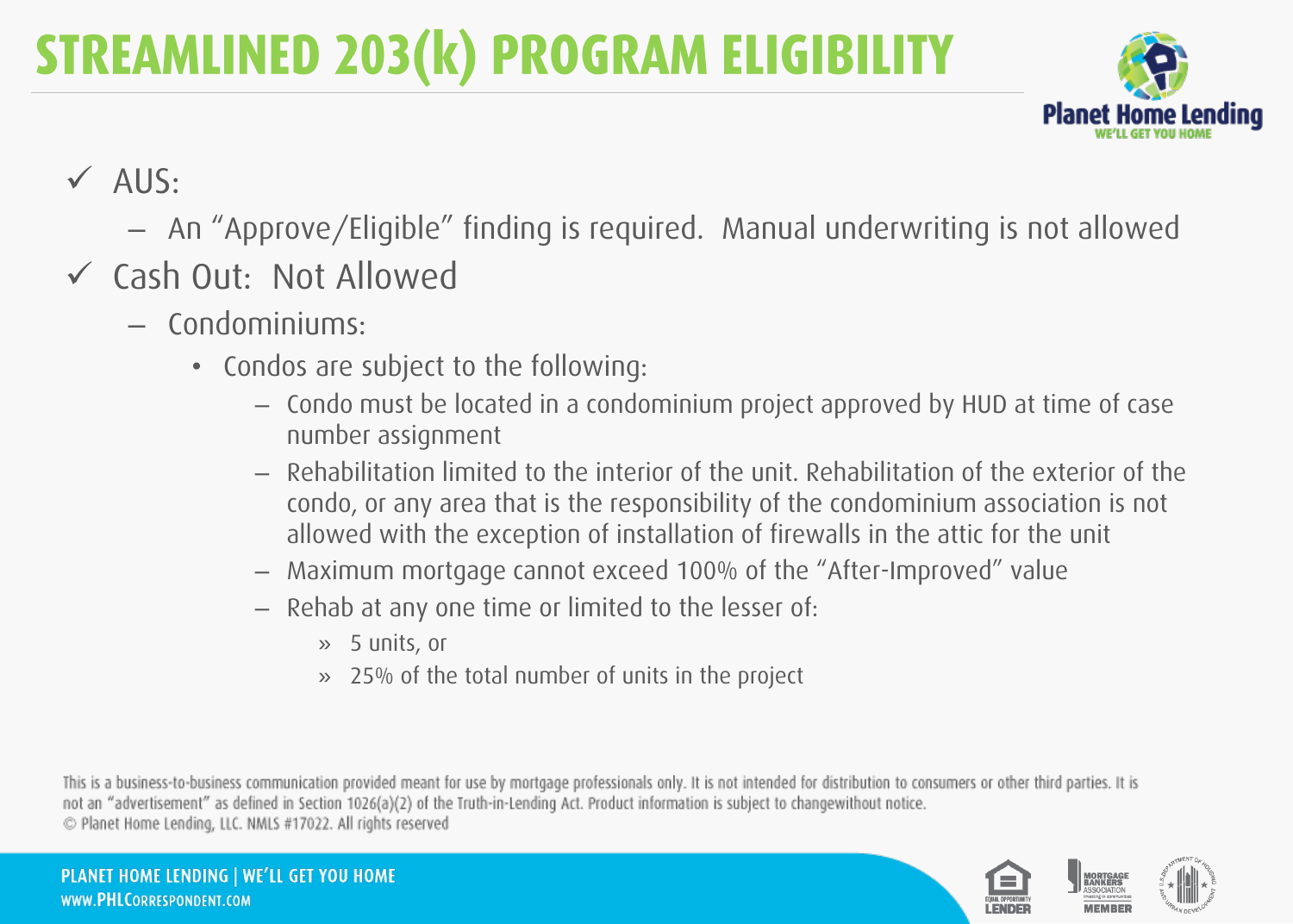# STREAMLINED 203(k) PROGRAM ELIGIBILITY

- ✓ AUS:
  - An "Approve/Eligible" finding is required. Manual underwriting is not allowed
- ✓ Cash Out: Not Allowed
  - Condominiums:
    - Condos are subject to the following:
      - Condo must be located in a condominium project approved by HUD at time of case number assignment
      - Rehabilitation limited to the interior of the unit. Rehabilitation of the exterior of the condo, or any area that is the responsibility of the condominium association is not allowed with the exception of installation of firewalls in the attic for the unit
      - Maximum mortgage cannot exceed 100% of the "After-Improved" value
      - Rehab at any one time or limited to the lesser of:
        - » 5 units, or
        - » 25% of the total number of units in the project

This is a business-to-business communication provided meant for use by mortgage professionals only. It is not intended for distribution to consumers or other third parties. It is not an "advertisement" as defined in Section 1026(a)(2) of the Truth-in-Lending Act. Product information is subject to changewithout notice.
© Planet Home Lending, LLC. NMLS #17022. All rights reserved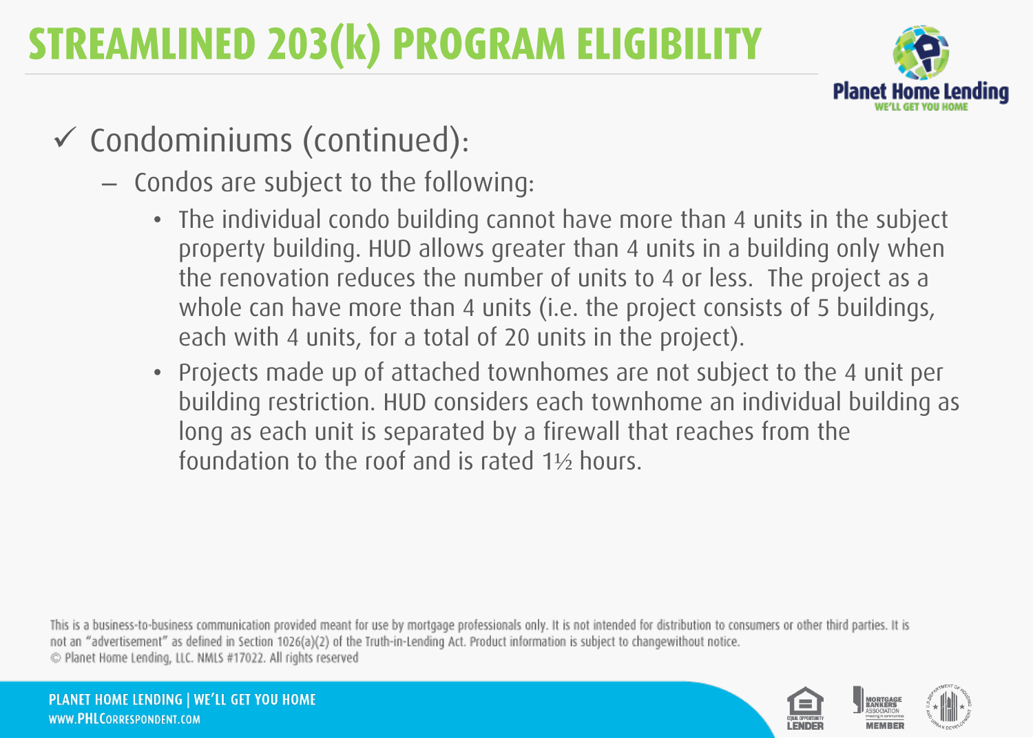# STREAMLINED 203(k) PROGRAM ELIGIBILITY

- ✓ Condominiums (continued):
  - Condos are subject to the following:
    - The individual condo building cannot have more than 4 units in the subject property building. HUD allows greater than 4 units in a building only when the renovation reduces the number of units to 4 or less. The project as a whole can have more than 4 units (i.e. the project consists of 5 buildings, each with 4 units, for a total of 20 units in the project).
    - Projects made up of attached townhomes are not subject to the 4 unit per building restriction. HUD considers each townhome an individual building as long as each unit is separated by a firewall that reaches from the foundation to the roof and is rated 1½ hours.

This is a business-to-business communication provided meant for use by mortgage professionals only. It is not intended for distribution to consumers or other third parties. It is not an "advertisement" as defined in Section 1026(a)(2) of the Truth-in-Lending Act. Product information is subject to changewithout notice.
© Planet Home Lending, LLC. NMLS #17022. All rights reserved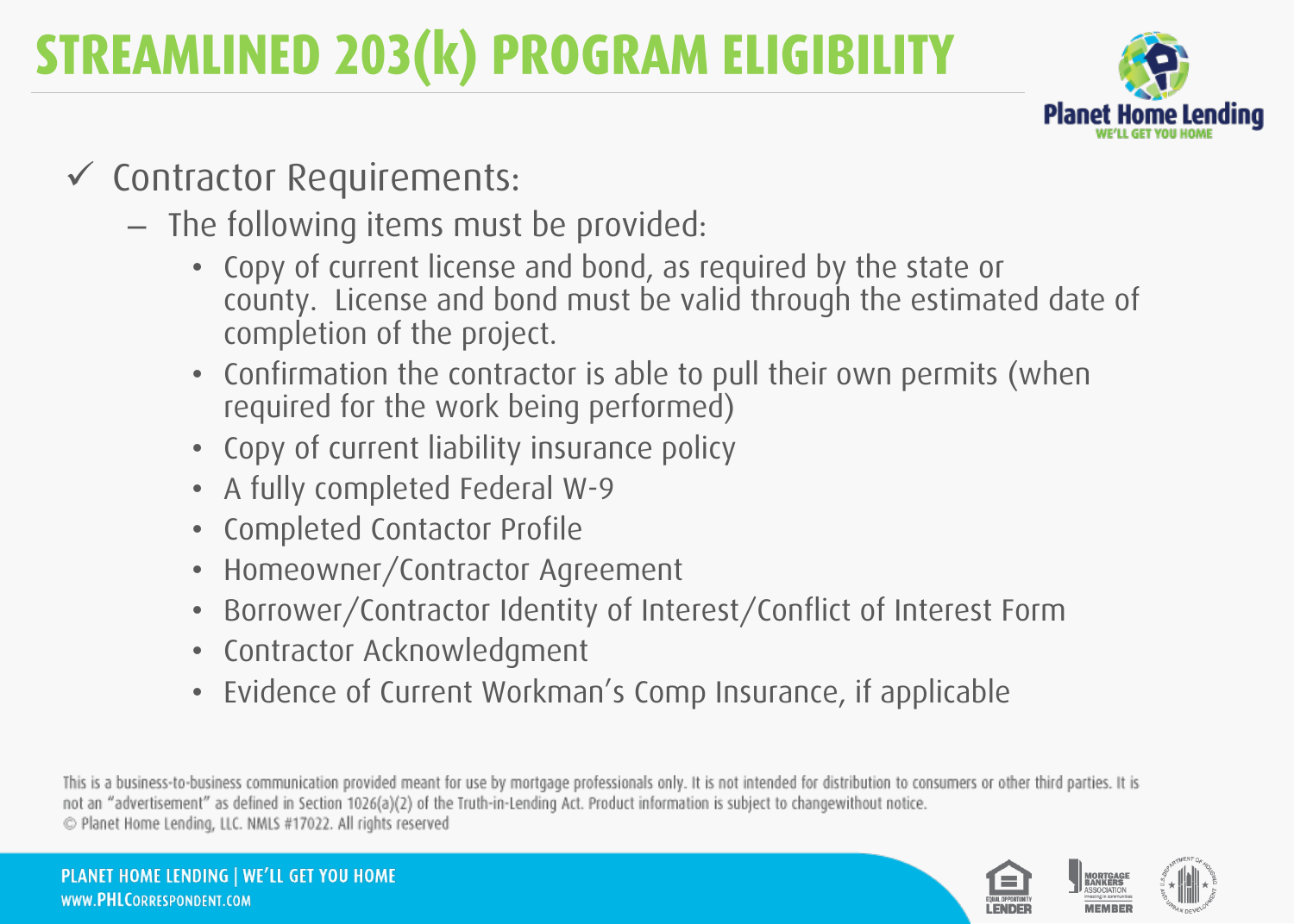# STREAMLINED 203(k) PROGRAM ELIGIBILITY

- ✓ Contractor Requirements:
  - The following items must be provided:
    - Copy of current license and bond, as required by the state or county. License and bond must be valid through the estimated date of completion of the project.
    - Confirmation the contractor is able to pull their own permits (when required for the work being performed)
    - Copy of current liability insurance policy
    - A fully completed Federal W-9
    - Completed Contactor Profile
    - Homeowner/Contractor Agreement
    - Borrower/Contractor Identity of Interest/Conflict of Interest Form
    - Contractor Acknowledgment
    - Evidence of Current Workman's Comp Insurance, if applicable

This is a business-to-business communication provided meant for use by mortgage professionals only. It is not intended for distribution to consumers or other third parties. It is not an "advertisement" as defined in Section 1026(a)(2) of the Truth-in-Lending Act. Product information is subject to changewithout notice.
© Planet Home Lending, LLC. NMLS #17022. All rights reserved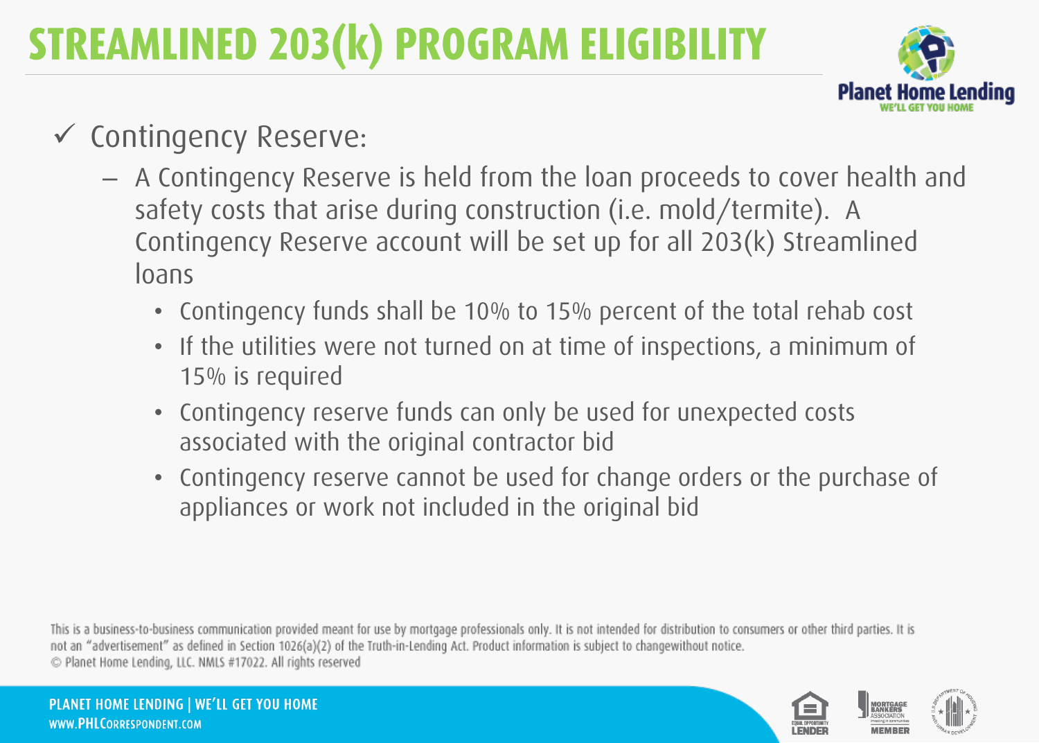# STREAMLINED 203(k) PROGRAM ELIGIBILITY

✓ Contingency Reserve:

- A Contingency Reserve is held from the loan proceeds to cover health and safety costs that arise during construction (i.e. mold/termite). A Contingency Reserve account will be set up for all 203(k) Streamlined loans
  - Contingency funds shall be 10% to 15% percent of the total rehab cost
  - If the utilities were not turned on at time of inspections, a minimum of 15% is required
  - Contingency reserve funds can only be used for unexpected costs associated with the original contractor bid
  - Contingency reserve cannot be used for change orders or the purchase of appliances or work not included in the original bid

This is a business-to-business communication provided meant for use by mortgage professionals only. It is not intended for distribution to consumers or other third parties. It is not an "advertisement" as defined in Section 1026(a)(2) of the Truth-in-Lending Act. Product information is subject to changewithout notice.
© Planet Home Lending, LLC. NMLS #17022. All rights reserved

PLANET HOME LENDING | WE'LL GET YOU HOME
WWW.PHLCORRESPONDENT.COM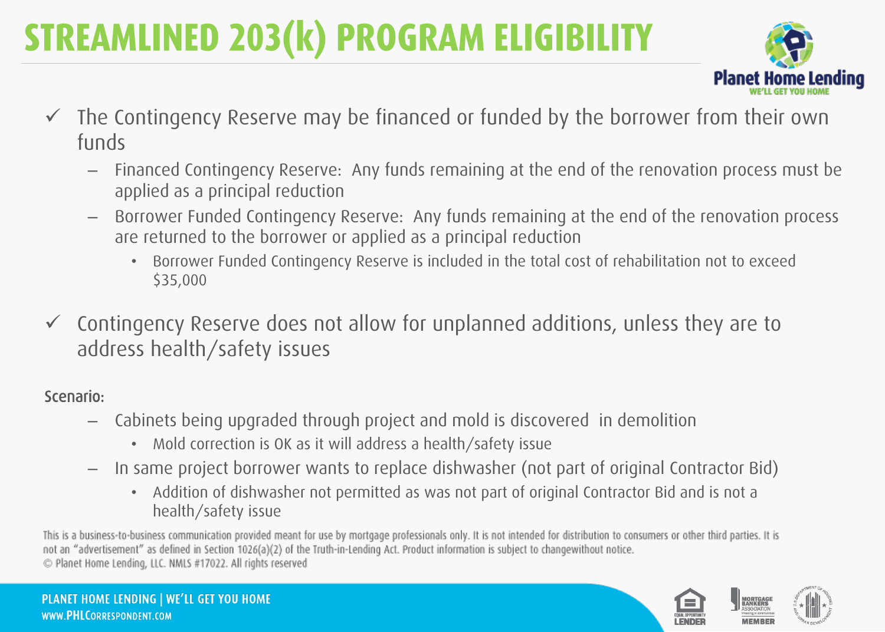# STREAMLINED 203(k) PROGRAM ELIGIBILITY

- ✓ The Contingency Reserve may be financed or funded by the borrower from their own funds
  - Financed Contingency Reserve: Any funds remaining at the end of the renovation process must be applied as a principal reduction
  - Borrower Funded Contingency Reserve: Any funds remaining at the end of the renovation process are returned to the borrower or applied as a principal reduction
    - Borrower Funded Contingency Reserve is included in the total cost of rehabilitation not to exceed $35,000
- ✓ Contingency Reserve does not allow for unplanned additions, unless they are to address health/safety issues

Scenario:

- Cabinets being upgraded through project and mold is discovered in demolition
  - Mold correction is OK as it will address a health/safety issue
- In same project borrower wants to replace dishwasher (not part of original Contractor Bid)
  - Addition of dishwasher not permitted as was not part of original Contractor Bid and is not a health/safety issue

This is a business-to-business communication provided meant for use by mortgage professionals only. It is not intended for distribution to consumers or other third parties. It is not an "advertisement" as defined in Section 1026(a)(2) of the Truth-in-Lending Act. Product information is subject to changewithout notice.
© Planet Home Lending, LLC. NMLS #17022. All rights reserved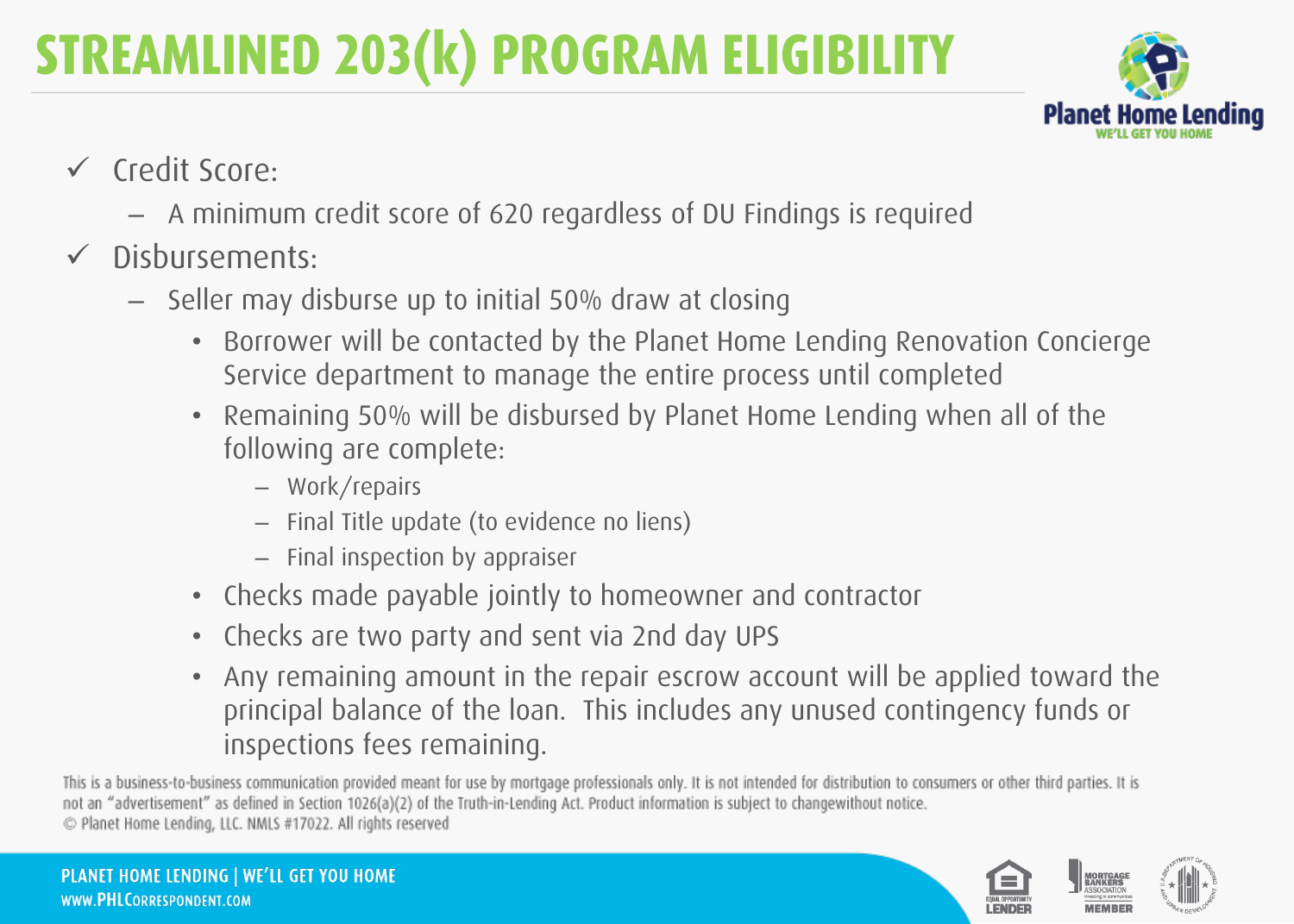# STREAMLINED 203(k) PROGRAM ELIGIBILITY

- ✓ Credit Score:
  - A minimum credit score of 620 regardless of DU Findings is required
- ✓ Disbursements:
  - Seller may disburse up to initial 50% draw at closing
    - Borrower will be contacted by the Planet Home Lending Renovation Concierge Service department to manage the entire process until completed
    - Remaining 50% will be disbursed by Planet Home Lending when all of the following are complete:
      - Work/repairs
      - Final Title update (to evidence no liens)
      - Final inspection by appraiser
    - Checks made payable jointly to homeowner and contractor
    - Checks are two party and sent via 2nd day UPS
    - Any remaining amount in the repair escrow account will be applied toward the principal balance of the loan. This includes any unused contingency funds or inspections fees remaining.

This is a business-to-business communication provided meant for use by mortgage professionals only. It is not intended for distribution to consumers or other third parties. It is not an "advertisement" as defined in Section 1026(a)(2) of the Truth-in-Lending Act. Product information is subject to changewithout notice.
© Planet Home Lending, LLC. NMLS #17022. All rights reserved

PLANET HOME LENDING | WE'LL GET YOU HOME
WWW.PHLCORRESPONDENT.COM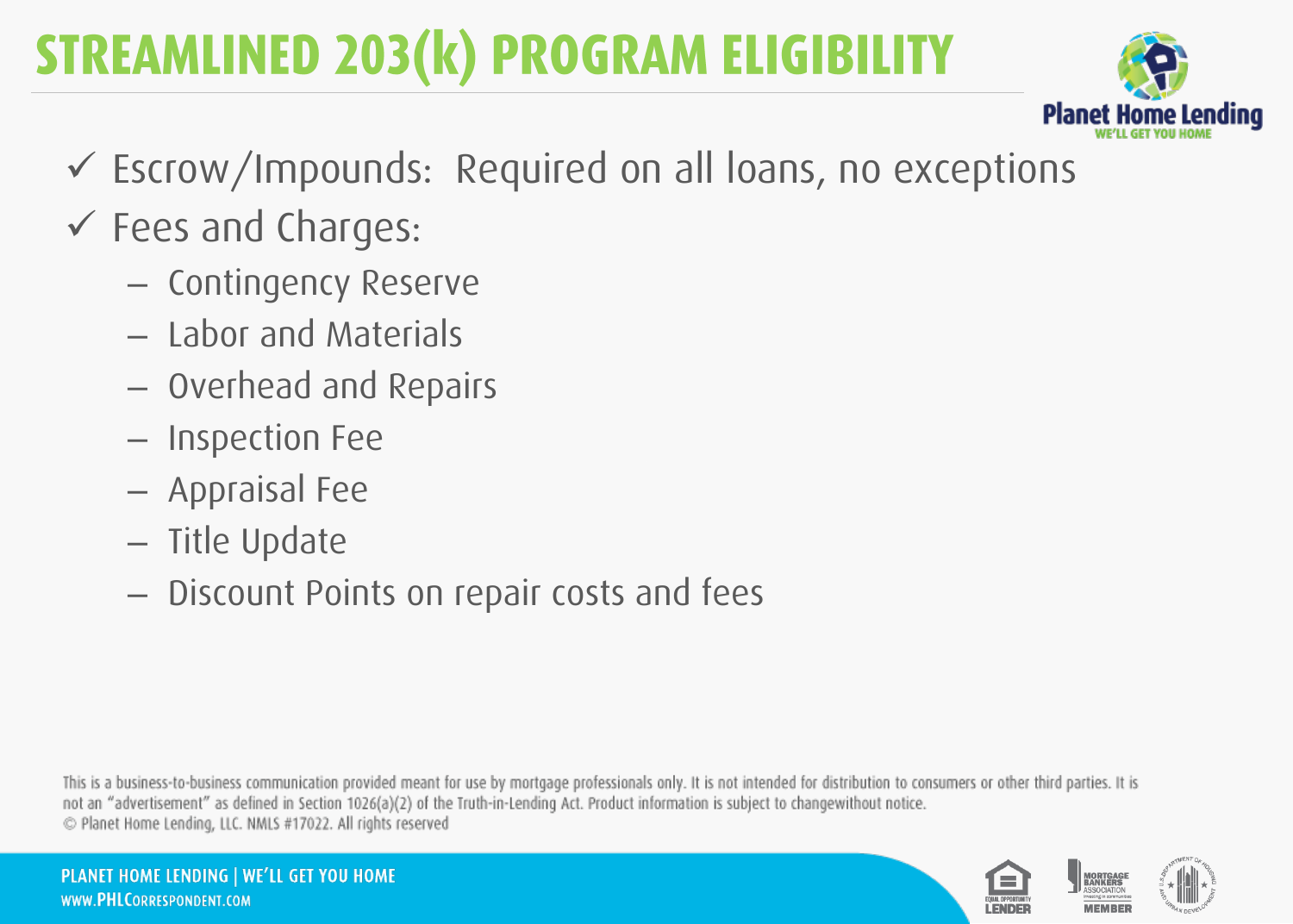# STREAMLINED 203(k) PROGRAM ELIGIBILITY

- ✓ Escrow/Impounds: Required on all loans, no exceptions
- ✓ Fees and Charges:
  - Contingency Reserve
  - Labor and Materials
  - Overhead and Repairs
  - Inspection Fee
  - Appraisal Fee
  - Title Update
  - Discount Points on repair costs and fees

This is a business-to-business communication provided meant for use by mortgage professionals only. It is not intended for distribution to consumers or other third parties. It is not an "advertisement" as defined in Section 1026(a)(2) of the Truth-in-Lending Act. Product information is subject to changewithout notice.
© Planet Home Lending, LLC. NMLS #17022. All rights reserved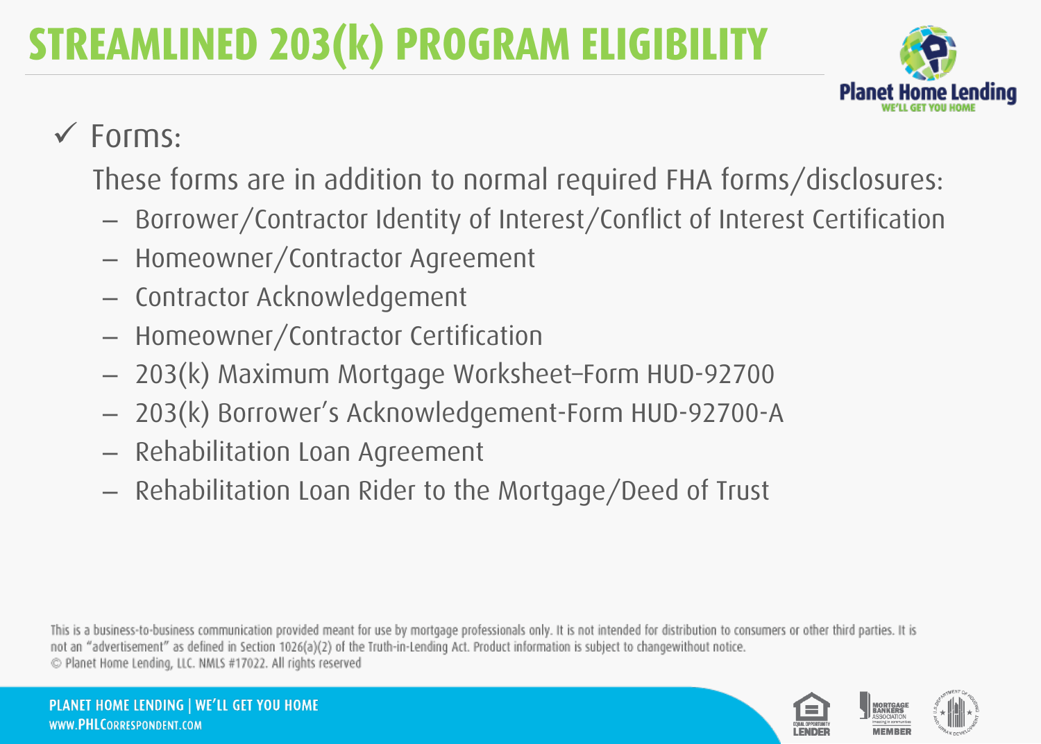# STREAMLINED 203(k) PROGRAM ELIGIBILITY

✓ Forms:

These forms are in addition to normal required FHA forms/disclosures:

- Borrower/Contractor Identity of Interest/Conflict of Interest Certification
- Homeowner/Contractor Agreement
- Contractor Acknowledgement
- Homeowner/Contractor Certification
- 203(k) Maximum Mortgage Worksheet–Form HUD-92700
- 203(k) Borrower's Acknowledgement-Form HUD-92700-A
- Rehabilitation Loan Agreement
- Rehabilitation Loan Rider to the Mortgage/Deed of Trust

This is a business-to-business communication provided meant for use by mortgage professionals only. It is not intended for distribution to consumers or other third parties. It is not an "advertisement" as defined in Section 1026(a)(2) of the Truth-in-Lending Act. Product information is subject to changewithout notice.
© Planet Home Lending, LLC. NMLS #17022. All rights reserved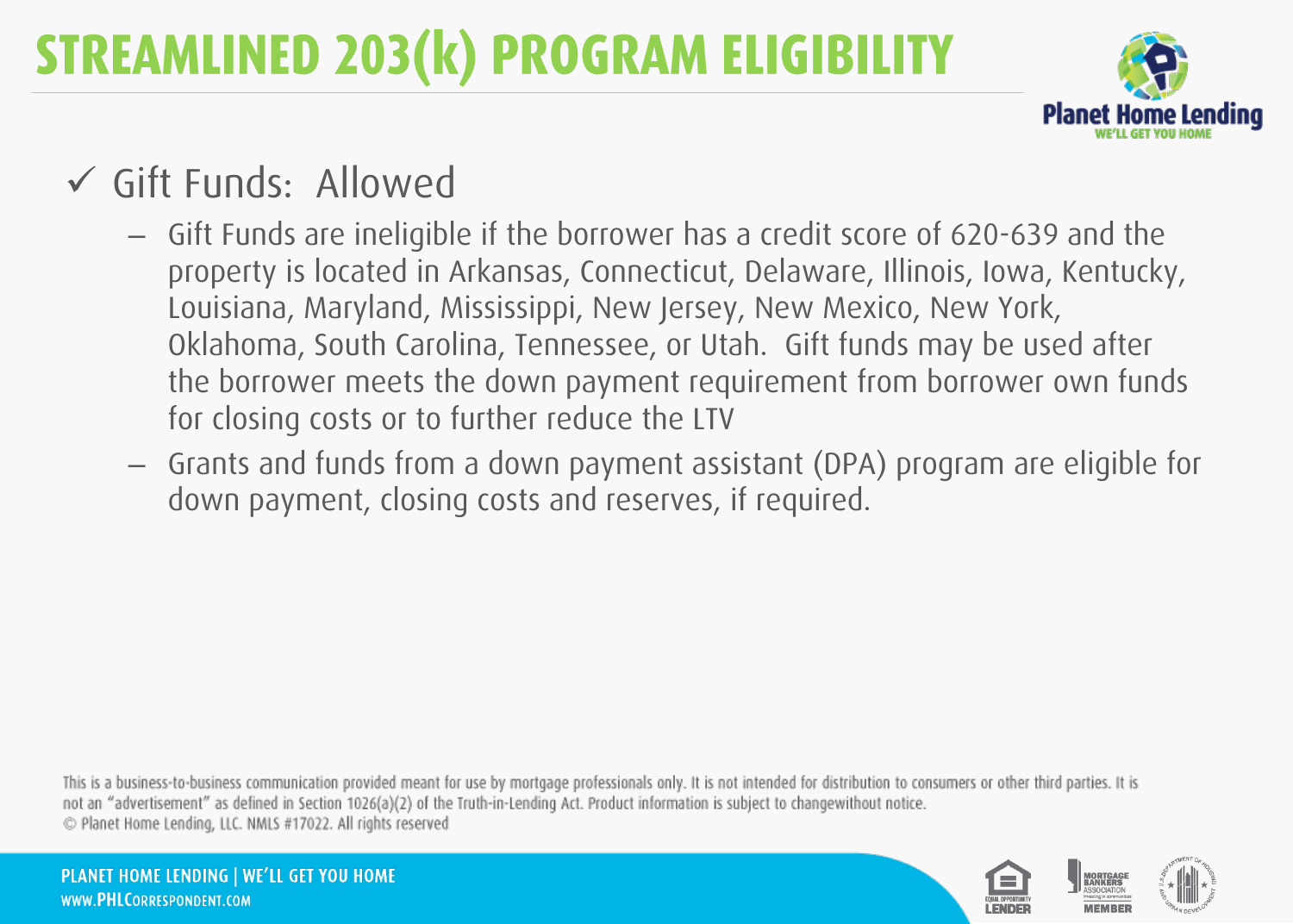# STREAMLINED 203(k) PROGRAM ELIGIBILITY

- ✓ Gift Funds: Allowed
  - Gift Funds are ineligible if the borrower has a credit score of 620-639 and the property is located in Arkansas, Connecticut, Delaware, Illinois, Iowa, Kentucky, Louisiana, Maryland, Mississippi, New Jersey, New Mexico, New York, Oklahoma, South Carolina, Tennessee, or Utah. Gift funds may be used after the borrower meets the down payment requirement from borrower own funds for closing costs or to further reduce the LTV
  - Grants and funds from a down payment assistant (DPA) program are eligible for down payment, closing costs and reserves, if required.

This is a business-to-business communication provided meant for use by mortgage professionals only. It is not intended for distribution to consumers or other third parties. It is not an "advertisement" as defined in Section 1026(a)(2) of the Truth-in-Lending Act. Product information is subject to changewithout notice.
© Planet Home Lending, LLC. NMLS #17022. All rights reserved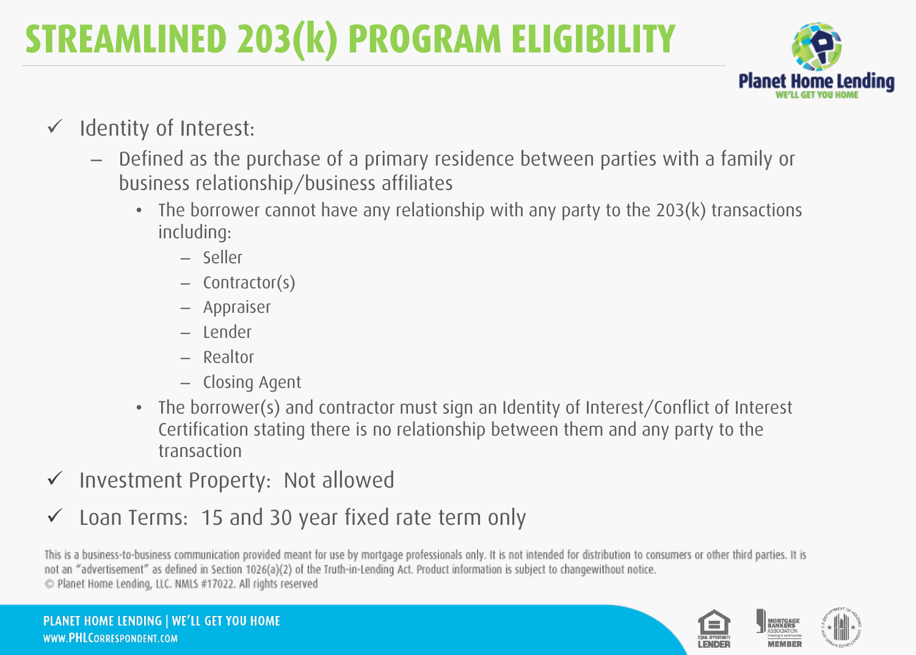# STREAMLINED 203(k) PROGRAM ELIGIBILITY

- ✓ Identity of Interest:
  - Defined as the purchase of a primary residence between parties with a family or business relationship/business affiliates
    - The borrower cannot have any relationship with any party to the 203(k) transactions including:
      - Seller
      - Contractor(s)
      - Appraiser
      - Lender
      - Realtor
      - Closing Agent
    - The borrower(s) and contractor must sign an Identity of Interest/Conflict of Interest Certification stating there is no relationship between them and any party to the transaction
- ✓ Investment Property: Not allowed
- ✓ Loan Terms: 15 and 30 year fixed rate term only

This is a business-to-business communication provided meant for use by mortgage professionals only. It is not intended for distribution to consumers or other third parties. It is not an "advertisement" as defined in Section 1026(a)(2) of the Truth-in-Lending Act. Product information is subject to changewithout notice.
© Planet Home Lending, LLC. NMLS #17022. All rights reserved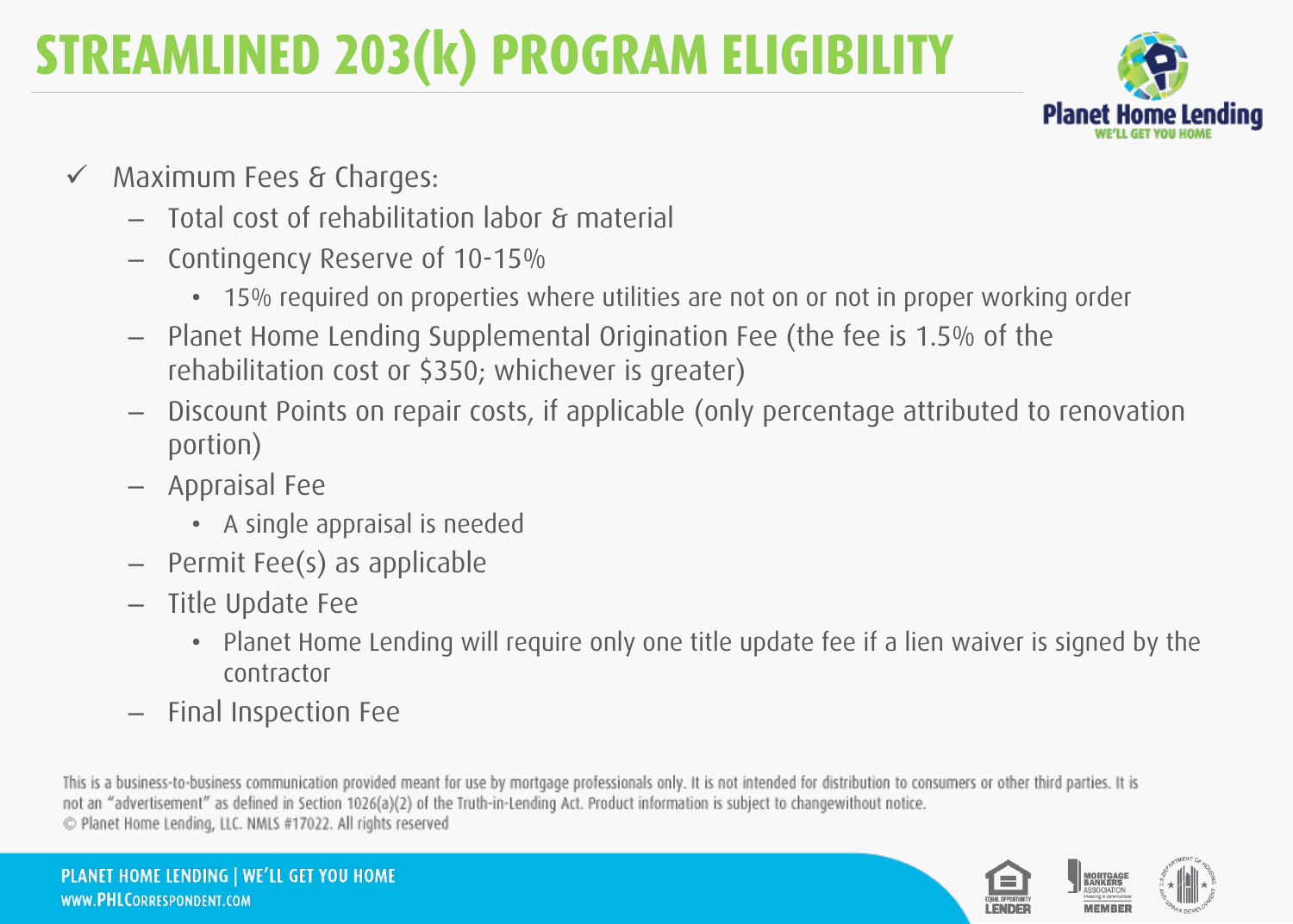# STREAMLINED 203(k) PROGRAM ELIGIBILITY

- ✓ Maximum Fees & Charges:
  - Total cost of rehabilitation labor & material
  - Contingency Reserve of 10-15%
    - 15% required on properties where utilities are not on or not in proper working order
  - Planet Home Lending Supplemental Origination Fee (the fee is 1.5% of the rehabilitation cost or $350; whichever is greater)
  - Discount Points on repair costs, if applicable (only percentage attributed to renovation portion)
  - Appraisal Fee
    - A single appraisal is needed
  - Permit Fee(s) as applicable
  - Title Update Fee
    - Planet Home Lending will require only one title update fee if a lien waiver is signed by the contractor
  - Final Inspection Fee

This is a business-to-business communication provided meant for use by mortgage professionals only. It is not intended for distribution to consumers or other third parties. It is not an "advertisement" as defined in Section 1026(a)(2) of the Truth-in-Lending Act. Product information is subject to changewithout notice.
© Planet Home Lending, LLC. NMLS #17022. All rights reserved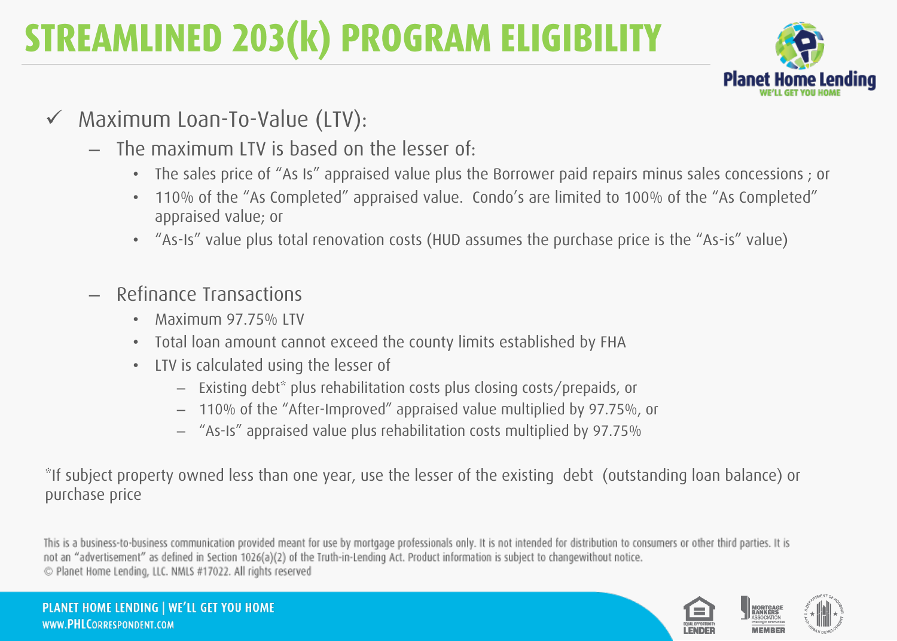# STREAMLINED 203(k) PROGRAM ELIGIBILITY

- ✓ Maximum Loan-To-Value (LTV):
  - – The maximum LTV is based on the lesser of:
    - The sales price of "As Is" appraised value plus the Borrower paid repairs minus sales concessions ; or
    - 110% of the "As Completed" appraised value. Condo's are limited to 100% of the "As Completed" appraised value; or
    - "As-Is" value plus total renovation costs (HUD assumes the purchase price is the "As-is" value)
  - – Refinance Transactions
    - Maximum 97.75% LTV
    - Total loan amount cannot exceed the county limits established by FHA
    - LTV is calculated using the lesser of
      - – Existing debt* plus rehabilitation costs plus closing costs/prepaids, or
      - – 110% of the "After-Improved" appraised value multiplied by 97.75%, or
      - – "As-Is" appraised value plus rehabilitation costs multiplied by 97.75%

*If subject property owned less than one year, use the lesser of the existing debt (outstanding loan balance) or purchase price

This is a business-to-business communication provided meant for use by mortgage professionals only. It is not intended for distribution to consumers or other third parties. It is not an "advertisement" as defined in Section 1026(a)(2) of the Truth-in-Lending Act. Product information is subject to changewithout notice.
© Planet Home Lending, LLC. NMLS #17022. All rights reserved

PLANET HOME LENDING | WE'LL GET YOU HOME
WWW.PHLCORRESPONDENT.COM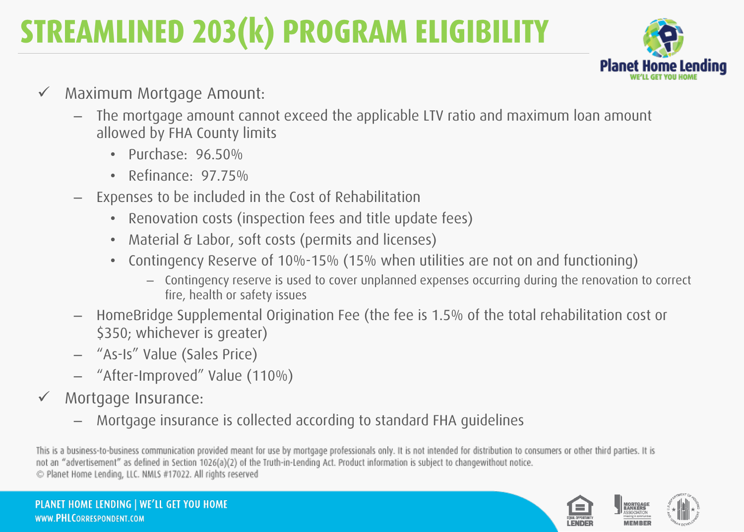# STREAMLINED 203(k) PROGRAM ELIGIBILITY

- ✓ Maximum Mortgage Amount:
  - The mortgage amount cannot exceed the applicable LTV ratio and maximum loan amount allowed by FHA County limits
    - Purchase: 96.50%
    - Refinance: 97.75%
  - Expenses to be included in the Cost of Rehabilitation
    - Renovation costs (inspection fees and title update fees)
    - Material & Labor, soft costs (permits and licenses)
    - Contingency Reserve of 10%-15% (15% when utilities are not on and functioning)
      - Contingency reserve is used to cover unplanned expenses occurring during the renovation to correct fire, health or safety issues
  - HomeBridge Supplemental Origination Fee (the fee is 1.5% of the total rehabilitation cost or $350; whichever is greater)
  - "As-Is" Value (Sales Price)
  - "After-Improved" Value (110%)
- ✓ Mortgage Insurance:
  - Mortgage insurance is collected according to standard FHA guidelines

This is a business-to-business communication provided meant for use by mortgage professionals only. It is not intended for distribution to consumers or other third parties. It is not an "advertisement" as defined in Section 1026(a)(2) of the Truth-in-Lending Act. Product information is subject to changewithout notice.
© Planet Home Lending, LLC. NMLS #17022. All rights reserved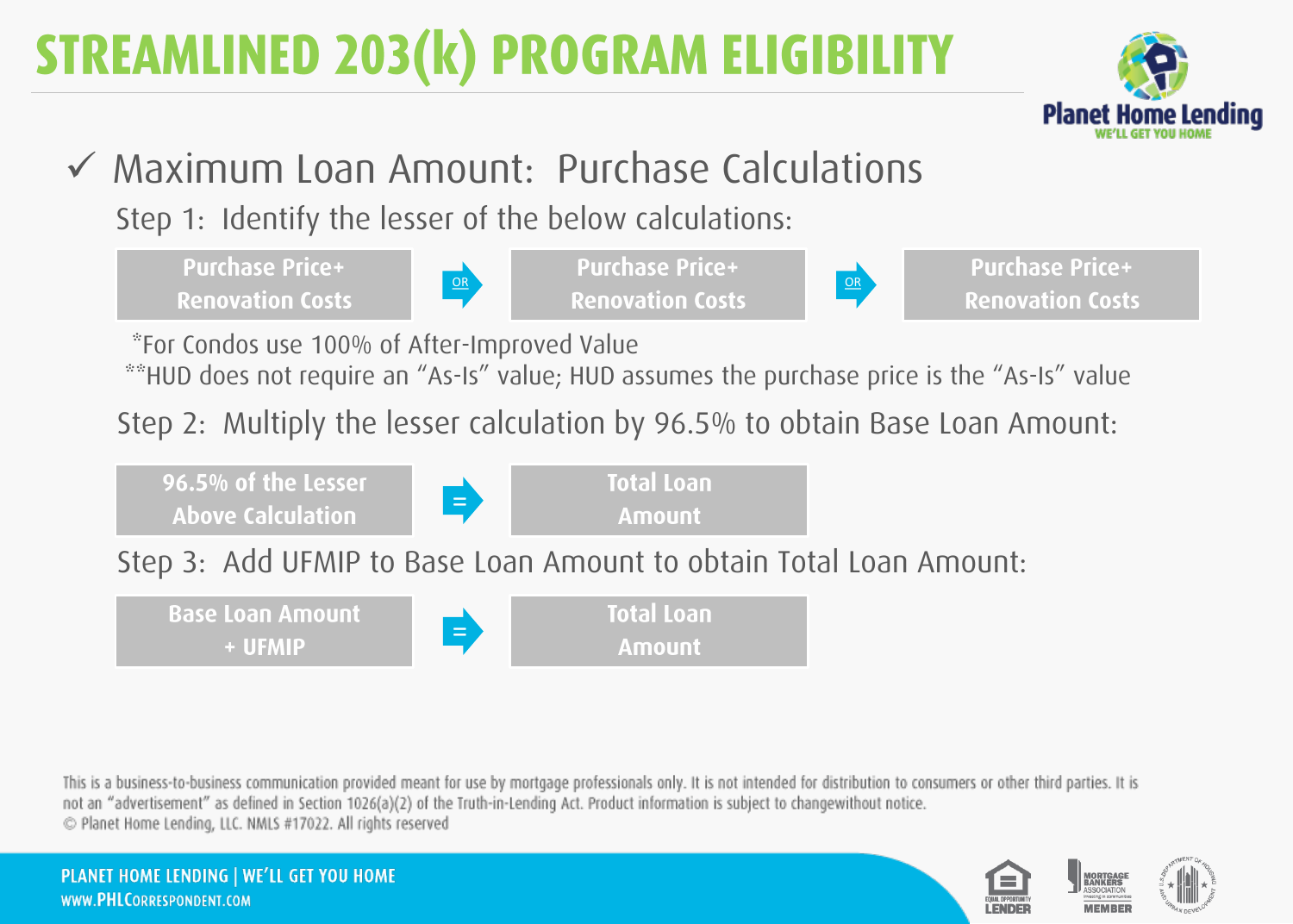# STREAMLINED 203(k) PROGRAM ELIGIBILITY

✓ Maximum Loan Amount: Purchase Calculations

Step 1: Identify the lesser of the below calculations:

| Purchase Price+ Renovation Costs | OR | Purchase Price+ Renovation Costs | OR | Purchase Price+ Renovation Costs |
|---|---|---|---|---|

*For Condos use 100% of After-Improved Value

**HUD does not require an "As-Is" value; HUD assumes the purchase price is the "As-Is" value

Step 2: Multiply the lesser calculation by 96.5% to obtain Base Loan Amount:

| 96.5% of the Lesser Above Calculation | = | Total Loan Amount |
|---|---|---|

Step 3: Add UFMIP to Base Loan Amount to obtain Total Loan Amount:

| Base Loan Amount + UFMIP | = | Total Loan Amount |
|---|---|---|

This is a business-to-business communication provided meant for use by mortgage professionals only. It is not intended for distribution to consumers or other third parties. It is not an "advertisement" as defined in Section 1026(a)(2) of the Truth-in-Lending Act. Product information is subject to changewithout notice.
© Planet Home Lending, LLC. NMLS #17022. All rights reserved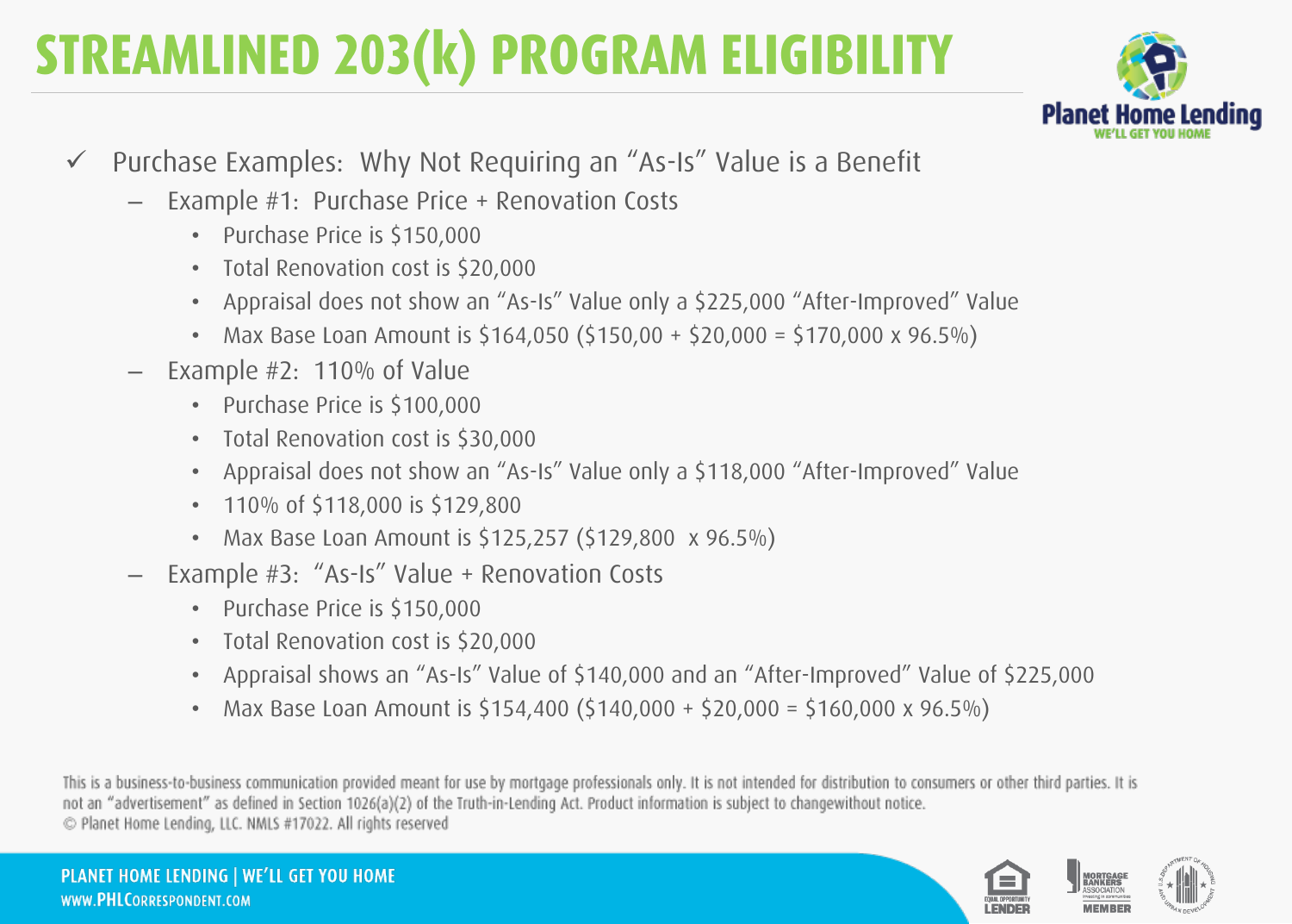# STREAMLINED 203(k) PROGRAM ELIGIBILITY

- ✓ Purchase Examples: Why Not Requiring an "As-Is" Value is a Benefit
  - Example #1: Purchase Price + Renovation Costs
    - Purchase Price is $150,000
    - Total Renovation cost is $20,000
    - Appraisal does not show an "As-Is" Value only a $225,000 "After-Improved" Value
    - Max Base Loan Amount is $164,050 ($150,00 + $20,000 = $170,000 x 96.5%)
  - Example #2: 110% of Value
    - Purchase Price is $100,000
    - Total Renovation cost is $30,000
    - Appraisal does not show an "As-Is" Value only a $118,000 "After-Improved" Value
    - 110% of $118,000 is $129,800
    - Max Base Loan Amount is $125,257 ($129,800 x 96.5%)
  - Example #3: "As-Is" Value + Renovation Costs
    - Purchase Price is $150,000
    - Total Renovation cost is $20,000
    - Appraisal shows an "As-Is" Value of $140,000 and an "After-Improved" Value of $225,000
    - Max Base Loan Amount is $154,400 ($140,000 + $20,000 = $160,000 x 96.5%)

This is a business-to-business communication provided meant for use by mortgage professionals only. It is not intended for distribution to consumers or other third parties. It is not an "advertisement" as defined in Section 1026(a)(2) of the Truth-in-Lending Act. Product information is subject to changewithout notice.
© Planet Home Lending, LLC. NMLS #17022. All rights reserved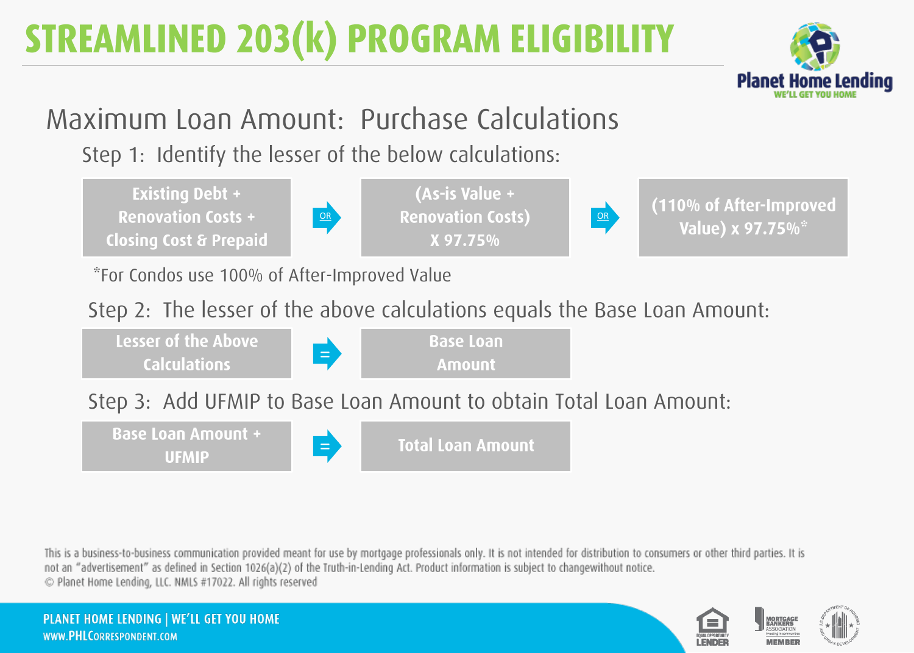# STREAMLINED 203(k) PROGRAM ELIGIBILITY

## Maximum Loan Amount: Purchase Calculations

Step 1: Identify the lesser of the below calculations:

**Existing Debt + Renovation Costs + Closing Cost & Prepaid** → OR → **(As-is Value + Renovation Costs) X 97.75%** → OR → **(110% of After-Improved Value) x 97.75%***

*For Condos use 100% of After-Improved Value

Step 2: The lesser of the above calculations equals the Base Loan Amount:

**Lesser of the Above Calculations** = **Base Loan Amount**

Step 3: Add UFMIP to Base Loan Amount to obtain Total Loan Amount:

**Base Loan Amount + UFMIP** = **Total Loan Amount**

This is a business-to-business communication provided meant for use by mortgage professionals only. It is not intended for distribution to consumers or other third parties. It is not an "advertisement" as defined in Section 1026(a)(2) of the Truth-in-Lending Act. Product information is subject to changewithout notice.
© Planet Home Lending, LLC. NMLS #17022. All rights reserved

PLANET HOME LENDING | WE'LL GET YOU HOME
WWW.PHLCORRESPONDENT.COM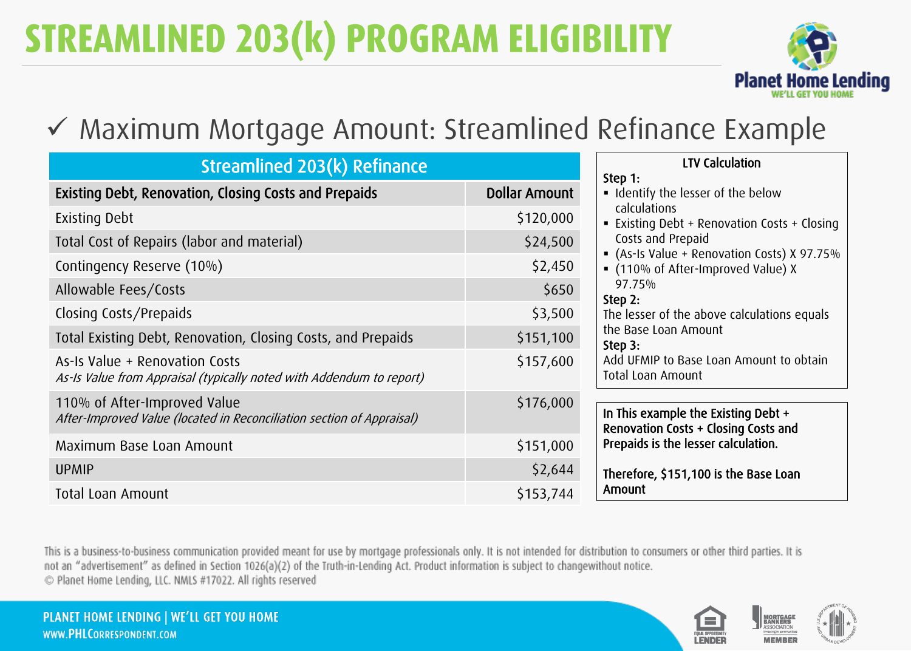# STREAMLINED 203(k) PROGRAM ELIGIBILITY

## ✓ Maximum Mortgage Amount: Streamlined Refinance Example

| Streamlined 203(k) Refinance | |
|---|---|
| **Existing Debt, Renovation, Closing Costs and Prepaids** | **Dollar Amount** |
| Existing Debt | $120,000 |
| Total Cost of Repairs (labor and material) | $24,500 |
| Contingency Reserve (10%) | $2,450 |
| Allowable Fees/Costs | $650 |
| Closing Costs/Prepaids | $3,500 |
| Total Existing Debt, Renovation, Closing Costs, and Prepaids | $151,100 |
| As-Is Value + Renovation Costs<br>*As-Is Value from Appraisal (typically noted with Addendum to report)* | $157,600 |
| 110% of After-Improved Value<br>*After-Improved Value (located in Reconciliation section of Appraisal)* | $176,000 |
| Maximum Base Loan Amount | $151,000 |
| UPMIP | $2,644 |
| Total Loan Amount | $153,744 |

**LTV Calculation**

**Step 1:**
- Identify the lesser of the below calculations
- Existing Debt + Renovation Costs + Closing Costs and Prepaid
- (As-Is Value + Renovation Costs) X 97.75%
- (110% of After-Improved Value) X 97.75%

**Step 2:**
The lesser of the above calculations equals the Base Loan Amount

**Step 3:**
Add UFMIP to Base Loan Amount to obtain Total Loan Amount

**In This example the Existing Debt + Renovation Costs + Closing Costs and Prepaids is the lesser calculation.**

**Therefore, $151,100 is the Base Loan Amount**

This is a business-to-business communication provided meant for use by mortgage professionals only. It is not intended for distribution to consumers or other third parties. It is not an "advertisement" as defined in Section 1026(a)(2) of the Truth-in-Lending Act. Product information is subject to changewithout notice.
© Planet Home Lending, LLC. NMLS #17022. All rights reserved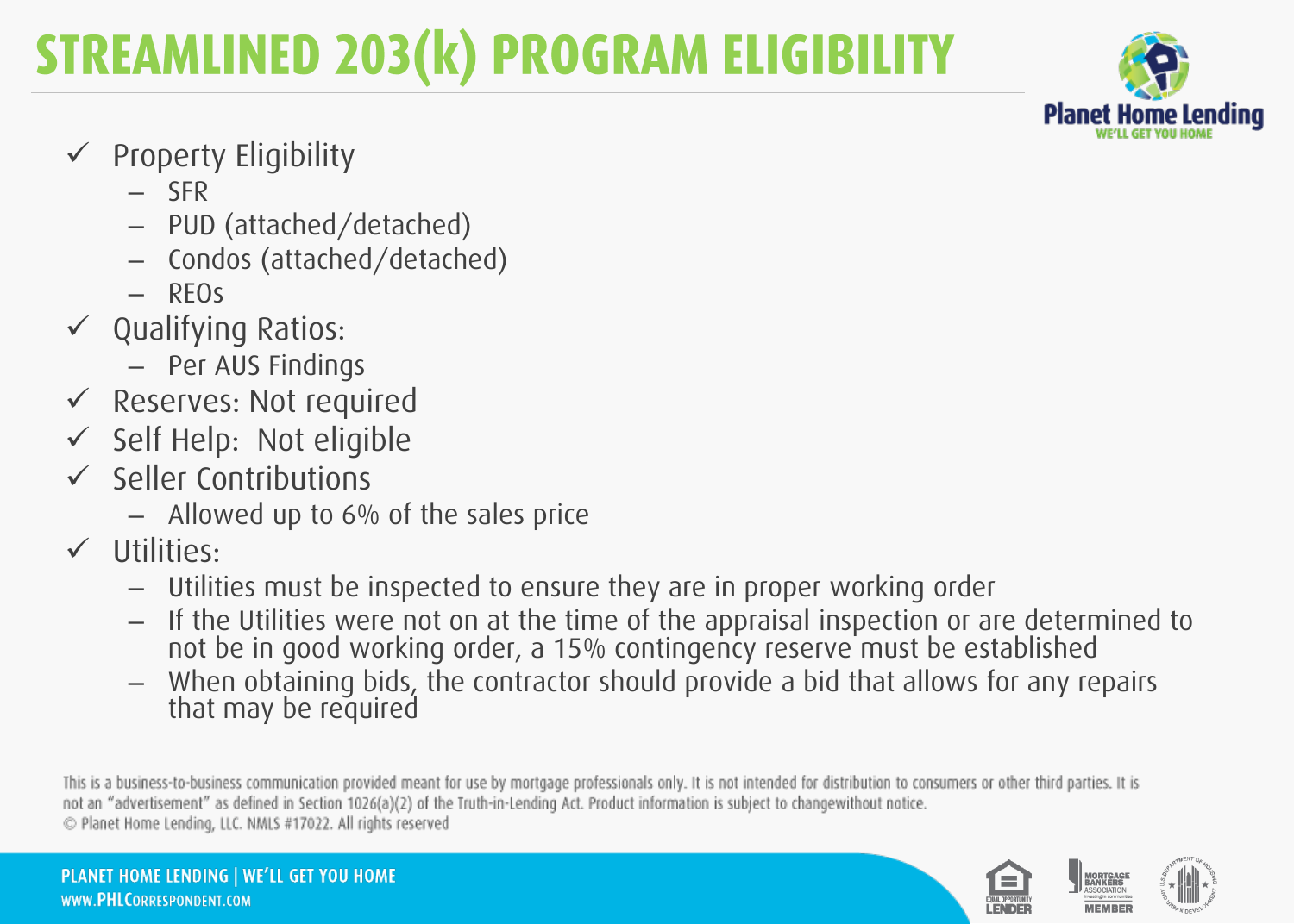# STREAMLINED 203(k) PROGRAM ELIGIBILITY

- ✓ Property Eligibility
  - SFR
  - PUD (attached/detached)
  - Condos (attached/detached)
  - REOs
- ✓ Qualifying Ratios:
  - Per AUS Findings
- ✓ Reserves: Not required
- ✓ Self Help: Not eligible
- ✓ Seller Contributions
  - Allowed up to 6% of the sales price
- ✓ Utilities:
  - Utilities must be inspected to ensure they are in proper working order
  - If the Utilities were not on at the time of the appraisal inspection or are determined to not be in good working order, a 15% contingency reserve must be established
  - When obtaining bids, the contractor should provide a bid that allows for any repairs that may be required

This is a business-to-business communication provided meant for use by mortgage professionals only. It is not intended for distribution to consumers or other third parties. It is not an "advertisement" as defined in Section 1026(a)(2) of the Truth-in-Lending Act. Product information is subject to changewithout notice.
© Planet Home Lending, LLC. NMLS #17022. All rights reserved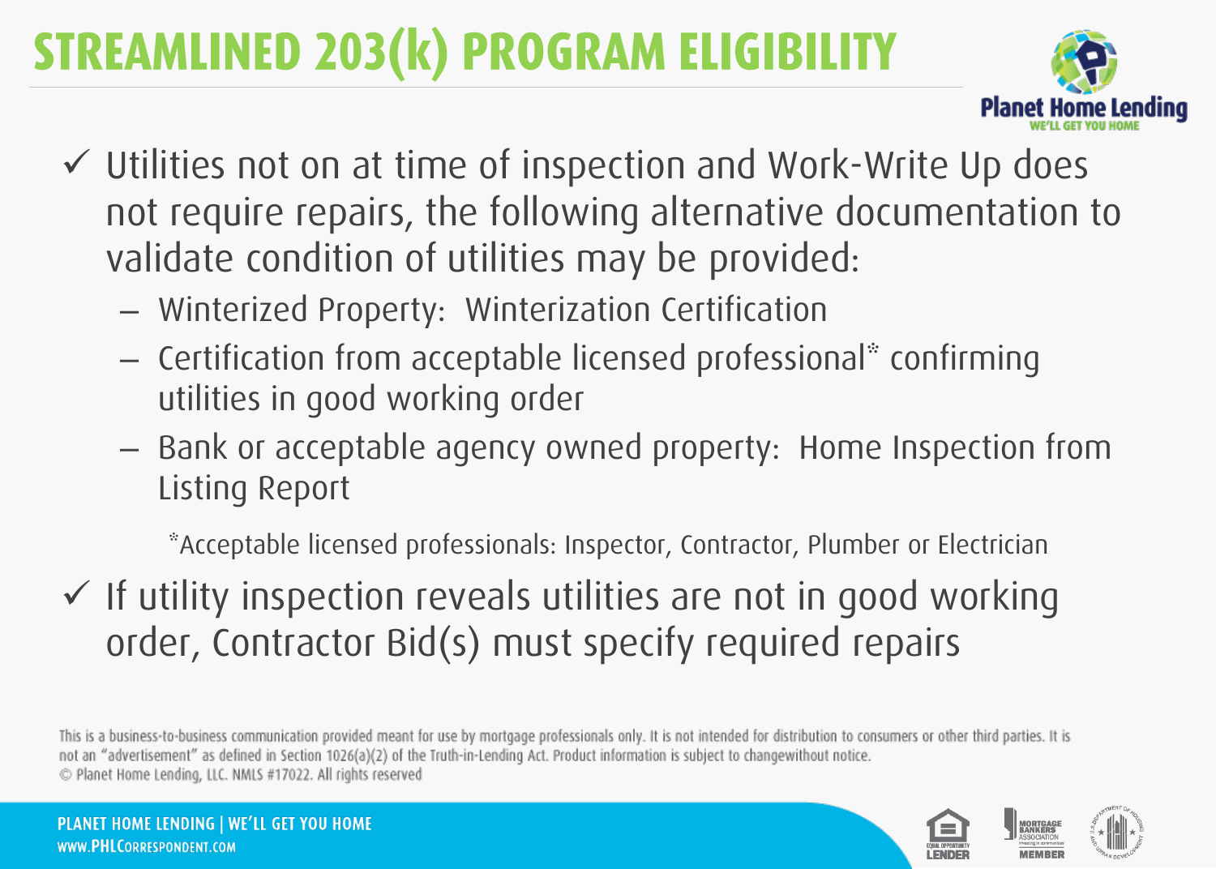# STREAMLINED 203(k) PROGRAM ELIGIBILITY

- ✓ Utilities not on at time of inspection and Work-Write Up does not require repairs, the following alternative documentation to validate condition of utilities may be provided:
  - Winterized Property: Winterization Certification
  - Certification from acceptable licensed professional* confirming utilities in good working order
  - Bank or acceptable agency owned property: Home Inspection from Listing Report

  *Acceptable licensed professionals: Inspector, Contractor, Plumber or Electrician

- ✓ If utility inspection reveals utilities are not in good working order, Contractor Bid(s) must specify required repairs

This is a business-to-business communication provided meant for use by mortgage professionals only. It is not intended for distribution to consumers or other third parties. It is not an "advertisement" as defined in Section 1026(a)(2) of the Truth-in-Lending Act. Product information is subject to changewithout notice.
© Planet Home Lending, LLC. NMLS #17022. All rights reserved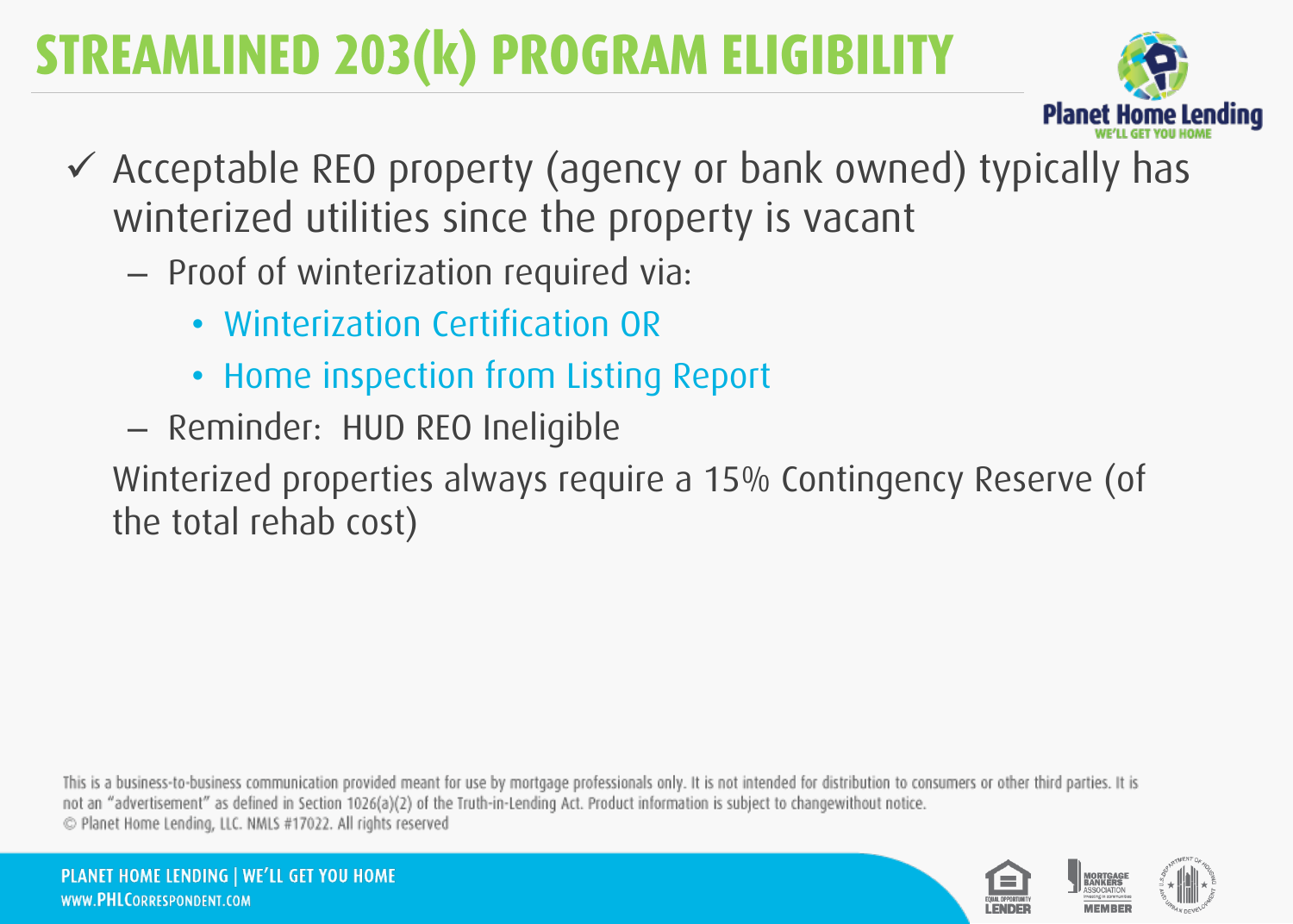# STREAMLINED 203(k) PROGRAM ELIGIBILITY

- ✓ Acceptable REO property (agency or bank owned) typically has winterized utilities since the property is vacant
  - Proof of winterization required via:
    - Winterization Certification OR
    - Home inspection from Listing Report
  - Reminder: HUD REO Ineligible

  Winterized properties always require a 15% Contingency Reserve (of the total rehab cost)

This is a business-to-business communication provided meant for use by mortgage professionals only. It is not intended for distribution to consumers or other third parties. It is not an "advertisement" as defined in Section 1026(a)(2) of the Truth-in-Lending Act. Product information is subject to changewithout notice.
© Planet Home Lending, LLC. NMLS #17022. All rights reserved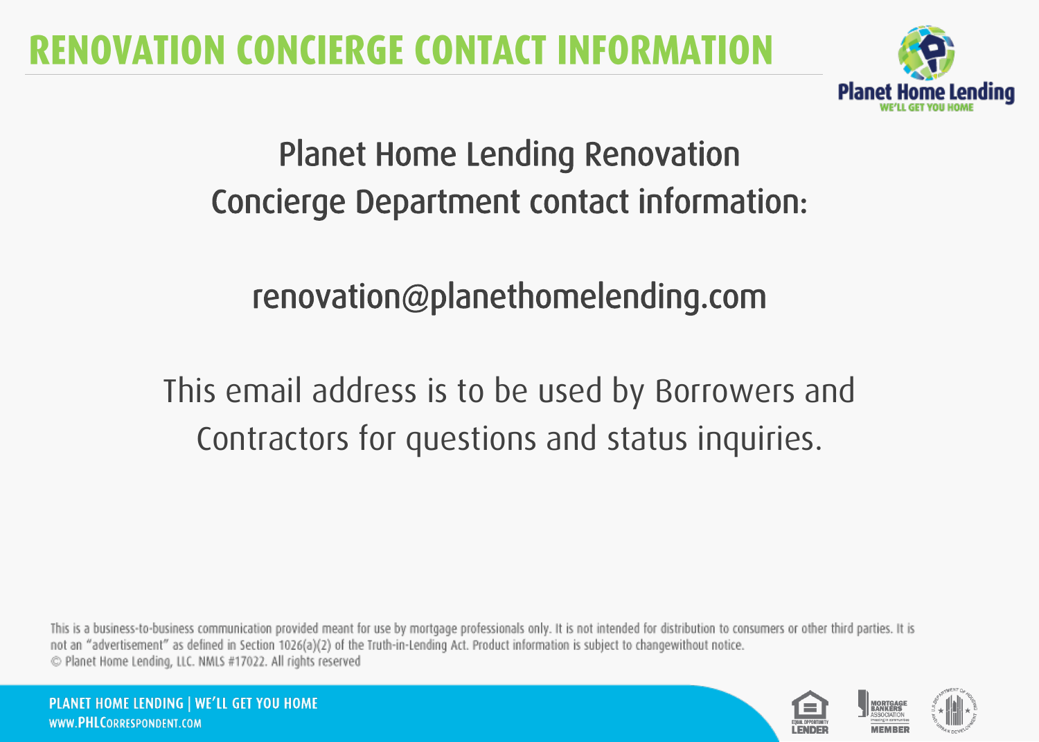# RENOVATION CONCIERGE CONTACT INFORMATION

Planet Home Lending Renovation Concierge Department contact information:

renovation@planethomelending.com

This email address is to be used by Borrowers and Contractors for questions and status inquiries.

This is a business-to-business communication provided meant for use by mortgage professionals only. It is not intended for distribution to consumers or other third parties. It is not an "advertisement" as defined in Section 1026(a)(2) of the Truth-in-Lending Act. Product information is subject to changewithout notice.
© Planet Home Lending, LLC. NMLS #17022. All rights reserved

PLANET HOME LENDING | WE'LL GET YOU HOME
WWW.PHLCORRESPONDENT.COM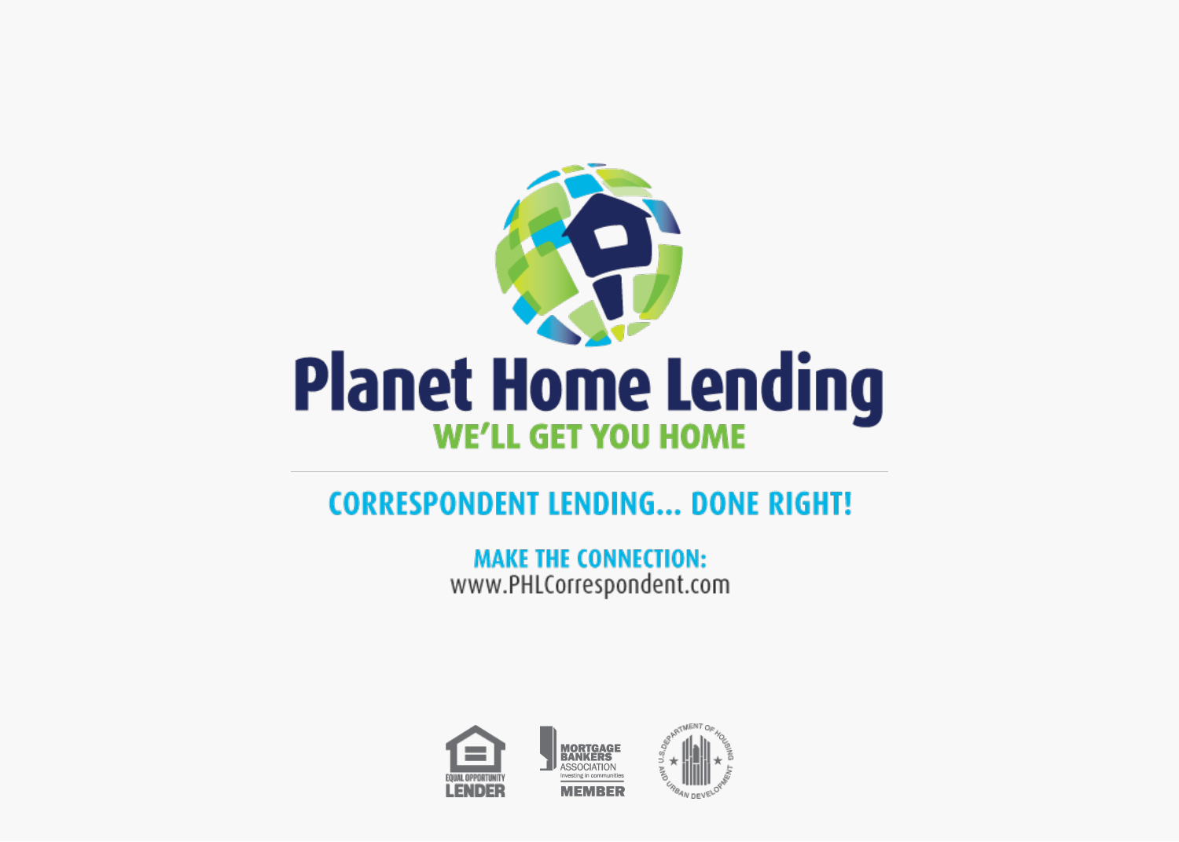# Planet Home Lending

WE'LL GET YOU HOME

## CORRESPONDENT LENDING... DONE RIGHT!

**MAKE THE CONNECTION:**
www.PHLCorrespondent.com

EQUAL OPPORTUNITY LENDER

MORTGAGE BANKERS ASSOCIATION investing in communities MEMBER

U.S. DEPARTMENT OF HOUSING AND URBAN DEVELOPMENT